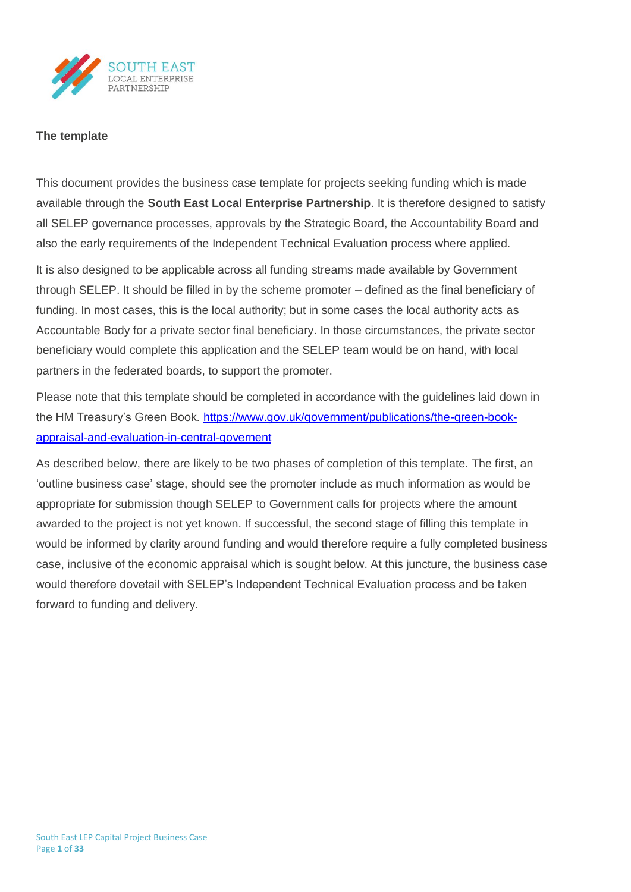**The template**

This document provides the business case template for projects seeking funding which is made available through the **South East Local Enterprise Partnership**. It is therefore designed to satisfy all SELEP governance processes, approvals by the Strategic Board, the Accountability Board and also the early requirements of the Independent Technical Evaluation process where applied.

It is also designed to be applicable across all funding streams made available by Government through SELEP. It should be filled in by the scheme promoter – defined as the final beneficiary of funding. In most cases, this is the local authority; but in some cases the local authority acts as Accountable Body for a private sector final beneficiary. In those circumstances, the private sector beneficiary would complete this application and the SELEP team would be on hand, with local partners in the federated boards, to support the promoter.

Please note that this template should be completed in accordance with the guidelines laid down in the HM Treasury's Green Book. [https://www.gov.uk/government/publications/the-green-book-appraisal-and-evaluation-in-central-governent](https://www.gov.uk/government/publications/the-green-book-appraisal-and-evaluation-in-central-governent)

As described below, there are likely to be two phases of completion of this template. The first, an 'outline business case' stage, should see the promoter include as much information as would be appropriate for submission though SELEP to Government calls for projects where the amount awarded to the project is not yet known. If successful, the second stage of filling this template in would be informed by clarity around funding and would therefore require a fully completed business case, inclusive of the economic appraisal which is sought below. At this juncture, the business case would therefore dovetail with SELEP's Independent Technical Evaluation process and be taken forward to funding and delivery.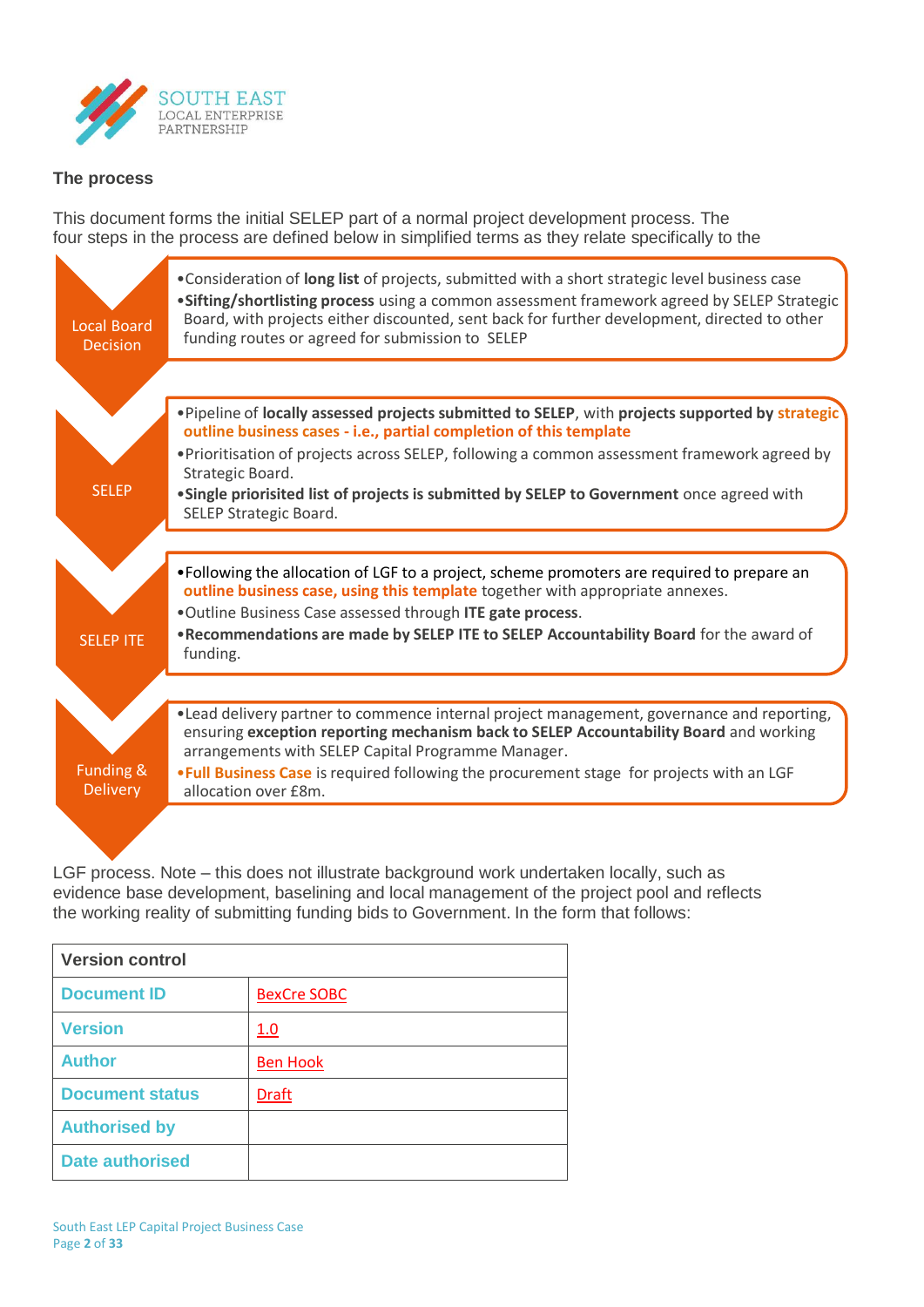## The process

This document forms the initial SELEP part of a normal project development process. The four steps in the process are defined below in simplified terms as they relate specifically to the LGF process. Note – this does not illustrate background work undertaken locally, such as evidence base development, baselining and local management of the project pool and reflects the working reality of submitting funding bids to Government. In the form that follows:

**Local Board Decision**

- Consideration of **long list** of projects, submitted with a short strategic level business case
- **Sifting/shortlisting process** using a common assessment framework agreed by SELEP Strategic Board, with projects either discounted, sent back for further development, directed to other funding routes or agreed for submission to SELEP

**SELEP**

- Pipeline of **locally assessed projects submitted to SELEP**, with **projects supported by strategic outline business cases - i.e., partial completion of this template**
- Prioritisation of projects across SELEP, following a common assessment framework agreed by Strategic Board.
- **Single priorisited list of projects is submitted by SELEP to Government** once agreed with SELEP Strategic Board.

**SELEP ITE**

- Following the allocation of LGF to a project, scheme promoters are required to prepare an **outline business case, using this template** together with appropriate annexes.
- Outline Business Case assessed through **ITE gate process**.
- **Recommendations are made by SELEP ITE to SELEP Accountability Board** for the award of funding.

**Funding & Delivery**

- Lead delivery partner to commence internal project management, governance and reporting, ensuring **exception reporting mechanism back to SELEP Accountability Board** and working arrangements with SELEP Capital Programme Manager.
- **Full Business Case** is required following the procurement stage for projects with an LGF allocation over £8m.

| Version control | |
|---|---|
| **Document ID** | BexCre SOBC |
| **Version** | 1.0 |
| **Author** | Ben Hook |
| **Document status** | Draft |
| **Authorised by** | |
| **Date authorised** | |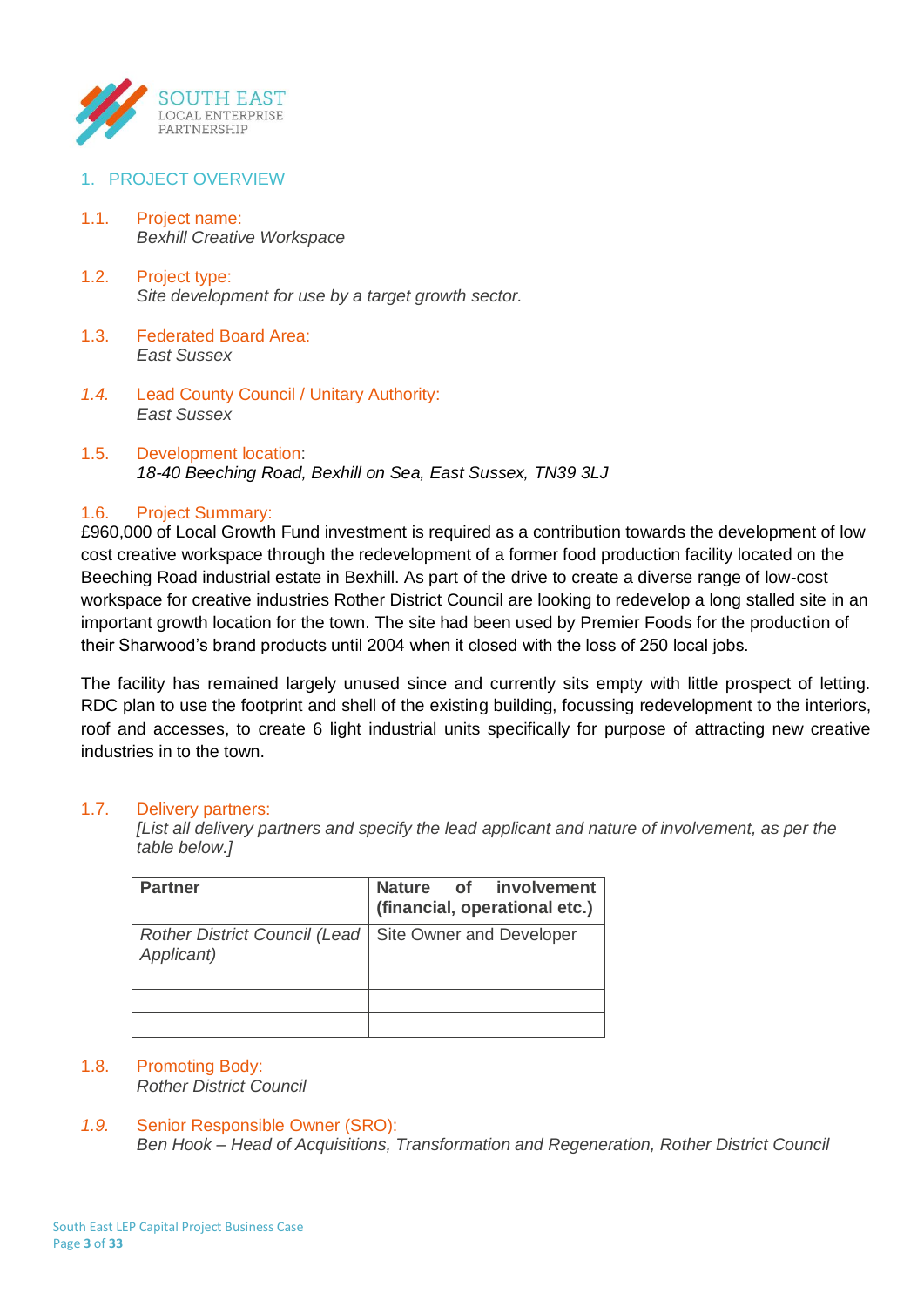## 1. PROJECT OVERVIEW

1.1. Project name:
*Bexhill Creative Workspace*

1.2. Project type:
*Site development for use by a target growth sector.*

1.3. Federated Board Area:
*East Sussex*

*1.4.* Lead County Council / Unitary Authority:
*East Sussex*

1.5. Development location:
*18-40 Beeching Road, Bexhill on Sea, East Sussex, TN39 3LJ*

1.6. Project Summary:
£960,000 of Local Growth Fund investment is required as a contribution towards the development of low cost creative workspace through the redevelopment of a former food production facility located on the Beeching Road industrial estate in Bexhill. As part of the drive to create a diverse range of low-cost workspace for creative industries Rother District Council are looking to redevelop a long stalled site in an important growth location for the town. The site had been used by Premier Foods for the production of their Sharwood's brand products until 2004 when it closed with the loss of 250 local jobs.

The facility has remained largely unused since and currently sits empty with little prospect of letting. RDC plan to use the footprint and shell of the existing building, focussing redevelopment to the interiors, roof and accesses, to create 6 light industrial units specifically for purpose of attracting new creative industries in to the town.

1.7. Delivery partners:
*[List all delivery partners and specify the lead applicant and nature of involvement, as per the table below.]*

| **Partner** | **Nature of involvement (financial, operational etc.)** |
|---|---|
| *Rother District Council (Lead Applicant)* | Site Owner and Developer |
| | |
| | |
| | |

1.8. Promoting Body:
*Rother District Council*

*1.9.* Senior Responsible Owner (SRO):
*Ben Hook – Head of Acquisitions, Transformation and Regeneration, Rother District Council*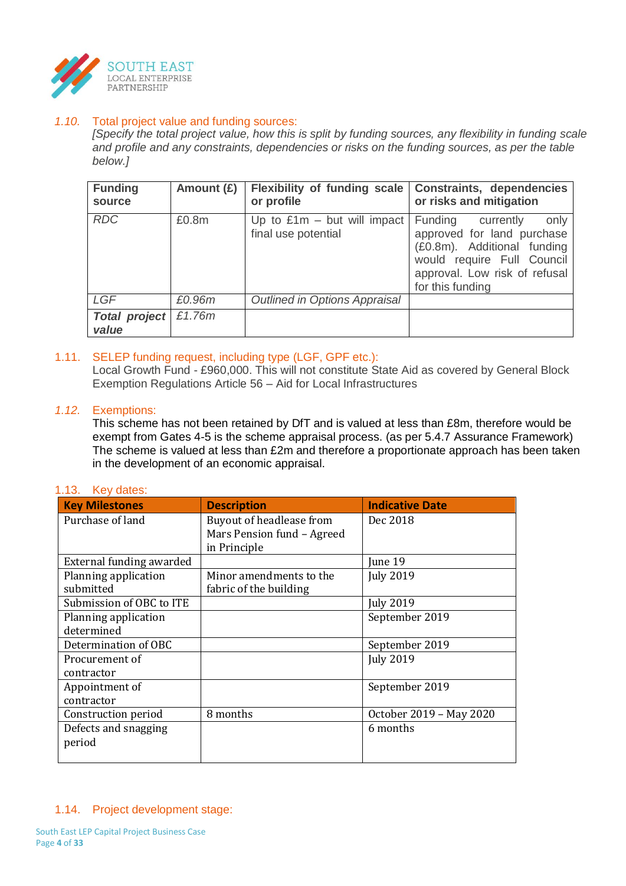### *1.10.* Total project value and funding sources:

*[Specify the total project value, how this is split by funding sources, any flexibility in funding scale and profile and any constraints, dependencies or risks on the funding sources, as per the table below.]*

| **Funding source** | **Amount (£)** | **Flexibility of funding scale or profile** | **Constraints, dependencies or risks and mitigation** |
|---|---|---|---|
| *RDC* | £0.8m | Up to £1m – but will impact final use potential | Funding currently only approved for land purchase (£0.8m). Additional funding would require Full Council approval. Low risk of refusal for this funding |
| *LGF* | *£0.96m* | *Outlined in Options Appraisal* | |
| ***Total project value*** | *£1.76m* | | |

### 1.11. SELEP funding request, including type (LGF, GPF etc.):

Local Growth Fund - £960,000. This will not constitute State Aid as covered by General Block Exemption Regulations Article 56 – Aid for Local Infrastructures

### *1.12.* Exemptions:

This scheme has not been retained by DfT and is valued at less than £8m, therefore would be exempt from Gates 4-5 is the scheme appraisal process. (as per 5.4.7 Assurance Framework) The scheme is valued at less than £2m and therefore a proportionate approach has been taken in the development of an economic appraisal.

### 1.13. Key dates:

| **Key Milestones** | **Description** | **Indicative Date** |
|---|---|---|
| Purchase of land | Buyout of headlease from Mars Pension fund – Agreed in Principle | Dec 2018 |
| External funding awarded | | June 19 |
| Planning application submitted | Minor amendments to the fabric of the building | July 2019 |
| Submission of OBC to ITE | | July 2019 |
| Planning application determined | | September 2019 |
| Determination of OBC | | September 2019 |
| Procurement of contractor | | July 2019 |
| Appointment of contractor | | September 2019 |
| Construction period | 8 months | October 2019 – May 2020 |
| Defects and snagging period | | 6 months |

### 1.14. Project development stage: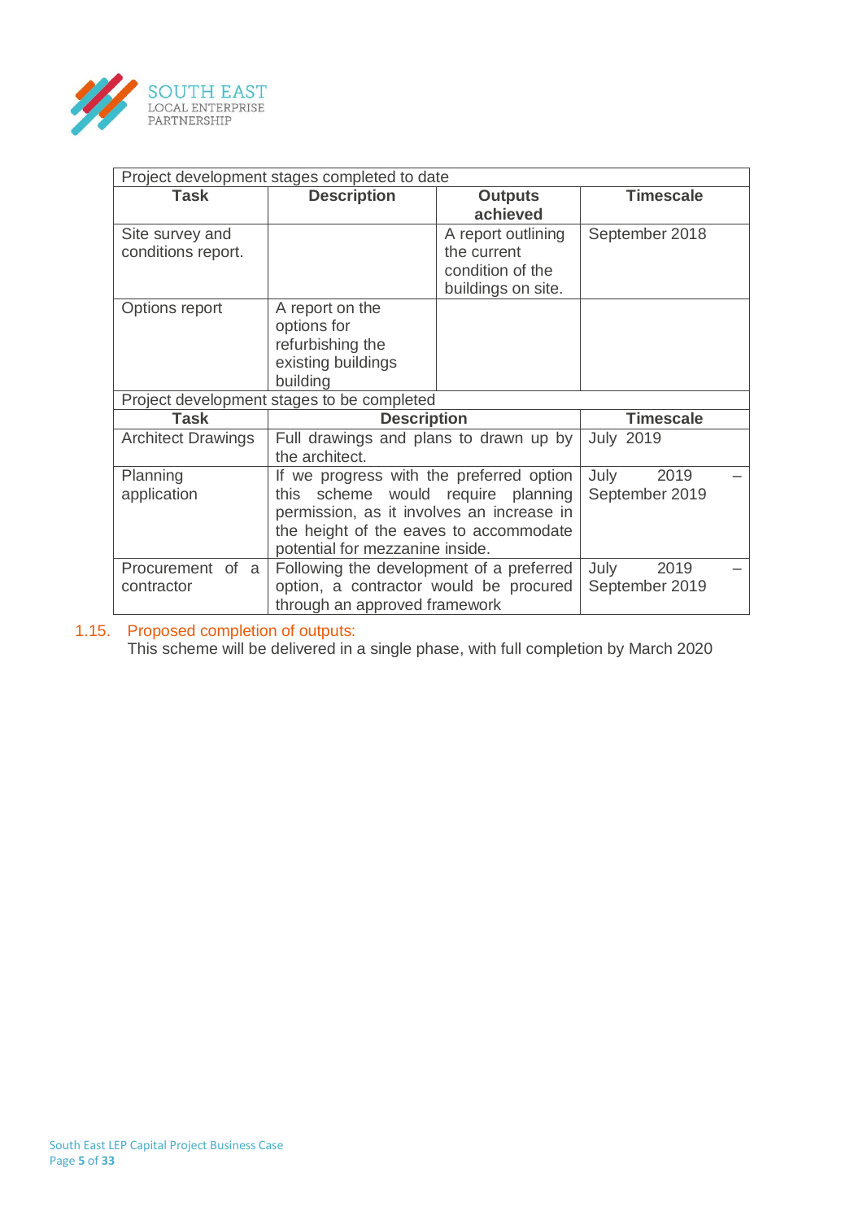| Project development stages completed to date | | | |
|---|---|---|---|
| **Task** | **Description** | **Outputs achieved** | **Timescale** |
| Site survey and conditions report. | | A report outlining the current condition of the buildings on site. | September 2018 |
| Options report | A report on the options for refurbishing the existing buildings building | | |
| Project development stages to be completed | | | |
| **Task** | **Description** | | **Timescale** |
| Architect Drawings | Full drawings and plans to drawn up by the architect. | | July 2019 |
| Planning application | If we progress with the preferred option this scheme would require planning permission, as it involves an increase in the height of the eaves to accommodate potential for mezzanine inside. | | July 2019 – September 2019 |
| Procurement of a contractor | Following the development of a preferred option, a contractor would be procured through an approved framework | | July 2019 – September 2019 |

1.15. Proposed completion of outputs:

This scheme will be delivered in a single phase, with full completion by March 2020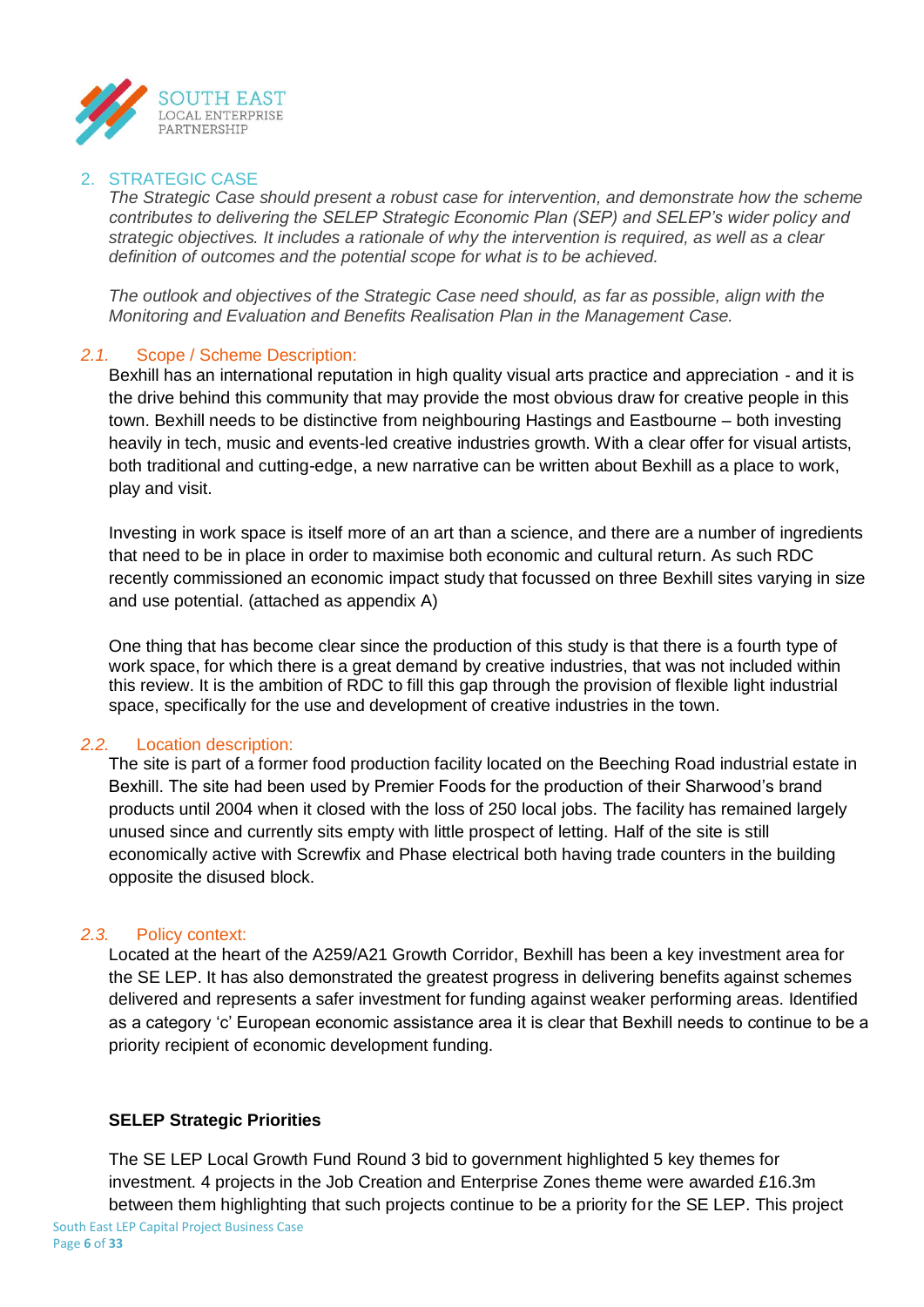## 2. STRATEGIC CASE

*The Strategic Case should present a robust case for intervention, and demonstrate how the scheme contributes to delivering the SELEP Strategic Economic Plan (SEP) and SELEP's wider policy and strategic objectives. It includes a rationale of why the intervention is required, as well as a clear definition of outcomes and the potential scope for what is to be achieved.*

*The outlook and objectives of the Strategic Case need should, as far as possible, align with the Monitoring and Evaluation and Benefits Realisation Plan in the Management Case.*

### *2.1.* Scope / Scheme Description:

Bexhill has an international reputation in high quality visual arts practice and appreciation - and it is the drive behind this community that may provide the most obvious draw for creative people in this town. Bexhill needs to be distinctive from neighbouring Hastings and Eastbourne – both investing heavily in tech, music and events-led creative industries growth. With a clear offer for visual artists, both traditional and cutting-edge, a new narrative can be written about Bexhill as a place to work, play and visit.

Investing in work space is itself more of an art than a science, and there are a number of ingredients that need to be in place in order to maximise both economic and cultural return. As such RDC recently commissioned an economic impact study that focussed on three Bexhill sites varying in size and use potential. (attached as appendix A)

One thing that has become clear since the production of this study is that there is a fourth type of work space, for which there is a great demand by creative industries, that was not included within this review. It is the ambition of RDC to fill this gap through the provision of flexible light industrial space, specifically for the use and development of creative industries in the town.

### *2.2.* Location description:

The site is part of a former food production facility located on the Beeching Road industrial estate in Bexhill. The site had been used by Premier Foods for the production of their Sharwood's brand products until 2004 when it closed with the loss of 250 local jobs. The facility has remained largely unused since and currently sits empty with little prospect of letting. Half of the site is still economically active with Screwfix and Phase electrical both having trade counters in the building opposite the disused block.

### *2.3.* Policy context:

Located at the heart of the A259/A21 Growth Corridor, Bexhill has been a key investment area for the SE LEP. It has also demonstrated the greatest progress in delivering benefits against schemes delivered and represents a safer investment for funding against weaker performing areas. Identified as a category 'c' European economic assistance area it is clear that Bexhill needs to continue to be a priority recipient of economic development funding.

**SELEP Strategic Priorities**

The SE LEP Local Growth Fund Round 3 bid to government highlighted 5 key themes for investment. 4 projects in the Job Creation and Enterprise Zones theme were awarded £16.3m between them highlighting that such projects continue to be a priority for the SE LEP. This project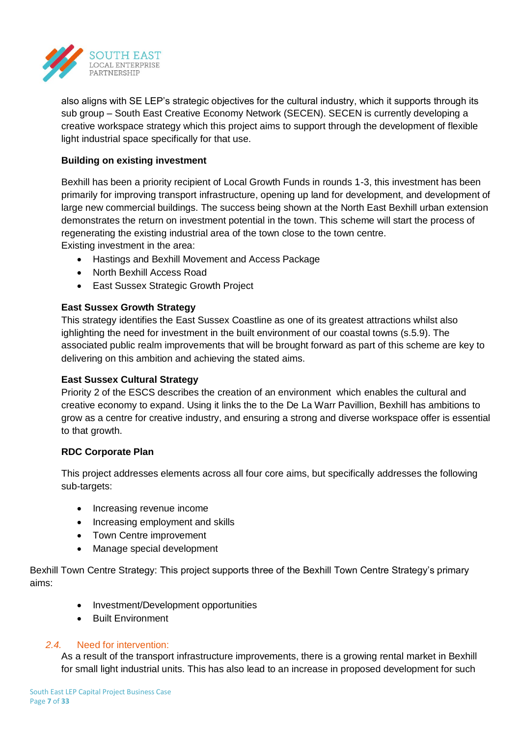also aligns with SE LEP's strategic objectives for the cultural industry, which it supports through its sub group – South East Creative Economy Network (SECEN). SECEN is currently developing a creative workspace strategy which this project aims to support through the development of flexible light industrial space specifically for that use.

**Building on existing investment**

Bexhill has been a priority recipient of Local Growth Funds in rounds 1-3, this investment has been primarily for improving transport infrastructure, opening up land for development, and development of large new commercial buildings. The success being shown at the North East Bexhill urban extension demonstrates the return on investment potential in the town. This scheme will start the process of regenerating the existing industrial area of the town close to the town centre.
Existing investment in the area:

- Hastings and Bexhill Movement and Access Package
- North Bexhill Access Road
- East Sussex Strategic Growth Project

**East Sussex Growth Strategy**
This strategy identifies the East Sussex Coastline as one of its greatest attractions whilst also ighlighting the need for investment in the built environment of our coastal towns (s.5.9). The associated public realm improvements that will be brought forward as part of this scheme are key to delivering on this ambition and achieving the stated aims.

**East Sussex Cultural Strategy**
Priority 2 of the ESCS describes the creation of an environment which enables the cultural and creative economy to expand. Using it links the to the De La Warr Pavillion, Bexhill has ambitions to grow as a centre for creative industry, and ensuring a strong and diverse workspace offer is essential to that growth.

**RDC Corporate Plan**

This project addresses elements across all four core aims, but specifically addresses the following sub-targets:

- Increasing revenue income
- Increasing employment and skills
- Town Centre improvement
- Manage special development

Bexhill Town Centre Strategy: This project supports three of the Bexhill Town Centre Strategy's primary aims:

- Investment/Development opportunities
- Built Environment

## *2.4.* Need for intervention:

As a result of the transport infrastructure improvements, there is a growing rental market in Bexhill for small light industrial units. This has also lead to an increase in proposed development for such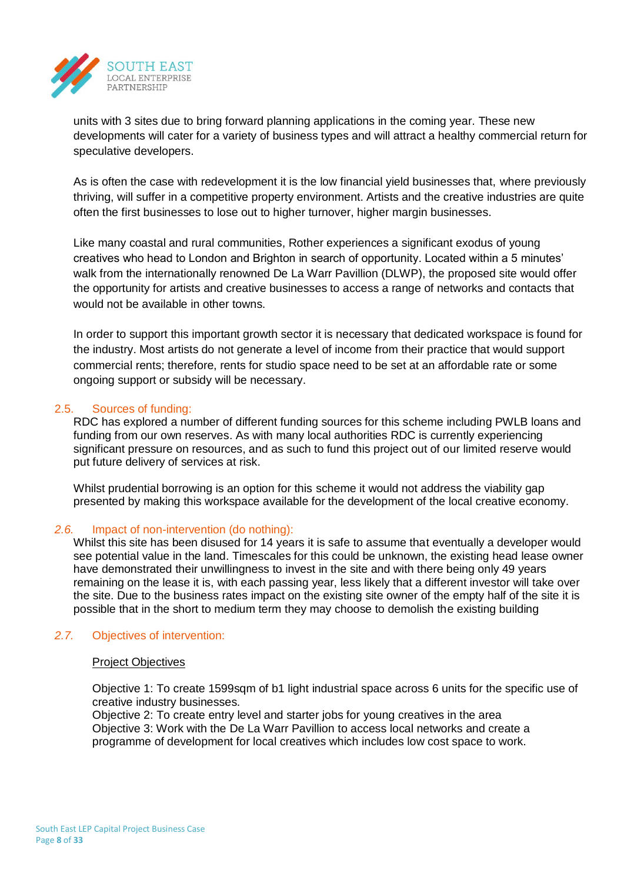units with 3 sites due to bring forward planning applications in the coming year. These new developments will cater for a variety of business types and will attract a healthy commercial return for speculative developers.

As is often the case with redevelopment it is the low financial yield businesses that, where previously thriving, will suffer in a competitive property environment. Artists and the creative industries are quite often the first businesses to lose out to higher turnover, higher margin businesses.

Like many coastal and rural communities, Rother experiences a significant exodus of young creatives who head to London and Brighton in search of opportunity. Located within a 5 minutes' walk from the internationally renowned De La Warr Pavillion (DLWP), the proposed site would offer the opportunity for artists and creative businesses to access a range of networks and contacts that would not be available in other towns.

In order to support this important growth sector it is necessary that dedicated workspace is found for the industry. Most artists do not generate a level of income from their practice that would support commercial rents; therefore, rents for studio space need to be set at an affordable rate or some ongoing support or subsidy will be necessary.

### 2.5. Sources of funding:

RDC has explored a number of different funding sources for this scheme including PWLB loans and funding from our own reserves. As with many local authorities RDC is currently experiencing significant pressure on resources, and as such to fund this project out of our limited reserve would put future delivery of services at risk.

Whilst prudential borrowing is an option for this scheme it would not address the viability gap presented by making this workspace available for the development of the local creative economy.

### *2.6.* Impact of non-intervention (do nothing):

Whilst this site has been disused for 14 years it is safe to assume that eventually a developer would see potential value in the land. Timescales for this could be unknown, the existing head lease owner have demonstrated their unwillingness to invest in the site and with there being only 49 years remaining on the lease it is, with each passing year, less likely that a different investor will take over the site. Due to the business rates impact on the existing site owner of the empty half of the site it is possible that in the short to medium term they may choose to demolish the existing building

### *2.7.* Objectives of intervention:

<u>Project Objectives</u>

Objective 1: To create 1599sqm of b1 light industrial space across 6 units for the specific use of creative industry businesses.
Objective 2: To create entry level and starter jobs for young creatives in the area
Objective 3: Work with the De La Warr Pavillion to access local networks and create a programme of development for local creatives which includes low cost space to work.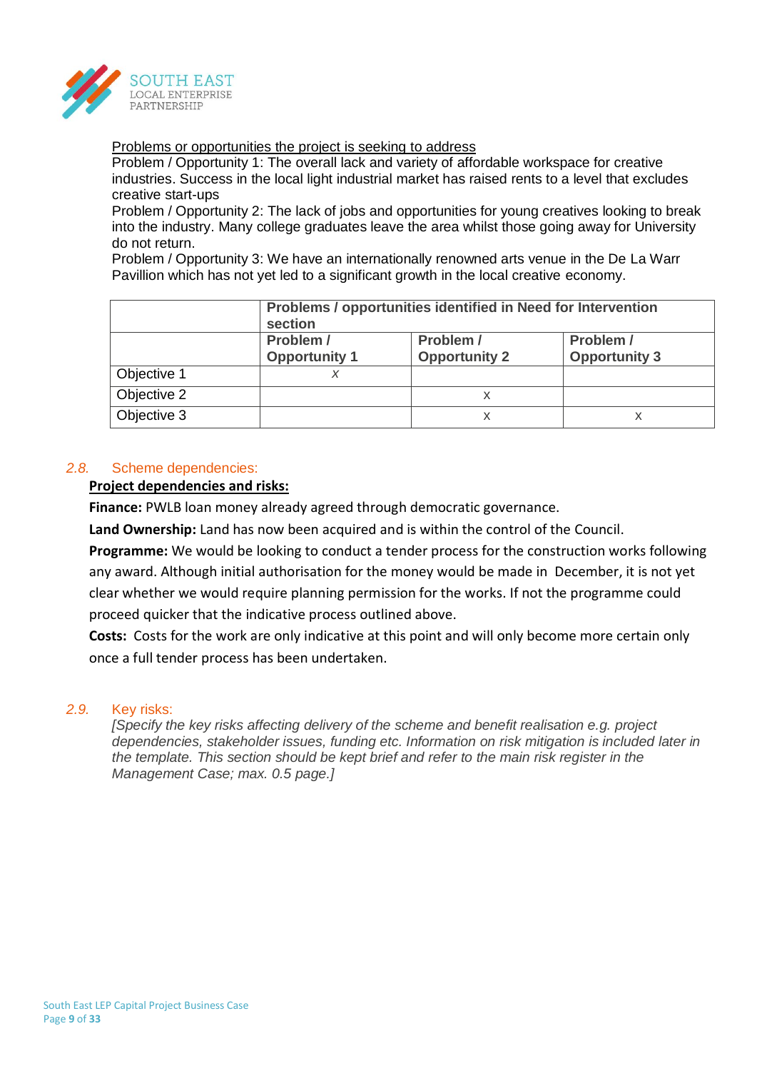Problems or opportunities the project is seeking to address

Problem / Opportunity 1: The overall lack and variety of affordable workspace for creative industries. Success in the local light industrial market has raised rents to a level that excludes creative start-ups

Problem / Opportunity 2: The lack of jobs and opportunities for young creatives looking to break into the industry. Many college graduates leave the area whilst those going away for University do not return.

Problem / Opportunity 3: We have an internationally renowned arts venue in the De La Warr Pavillion which has not yet led to a significant growth in the local creative economy.

| | **Problems / opportunities identified in Need for Intervention section** | | |
|---|---|---|---|
| | **Problem / Opportunity 1** | **Problem / Opportunity 2** | **Problem / Opportunity 3** |
| Objective 1 | *X* | | |
| Objective 2 | | X | |
| Objective 3 | | X | X |

## 2.8. Scheme dependencies:

**Project dependencies and risks:**

**Finance:** PWLB loan money already agreed through democratic governance.

**Land Ownership:** Land has now been acquired and is within the control of the Council.

**Programme:** We would be looking to conduct a tender process for the construction works following any award. Although initial authorisation for the money would be made in December, it is not yet clear whether we would require planning permission for the works. If not the programme could proceed quicker that the indicative process outlined above.

**Costs:** Costs for the work are only indicative at this point and will only become more certain only once a full tender process has been undertaken.

## 2.9. Key risks:

*[Specify the key risks affecting delivery of the scheme and benefit realisation e.g. project dependencies, stakeholder issues, funding etc. Information on risk mitigation is included later in the template. This section should be kept brief and refer to the main risk register in the Management Case; max. 0.5 page.]*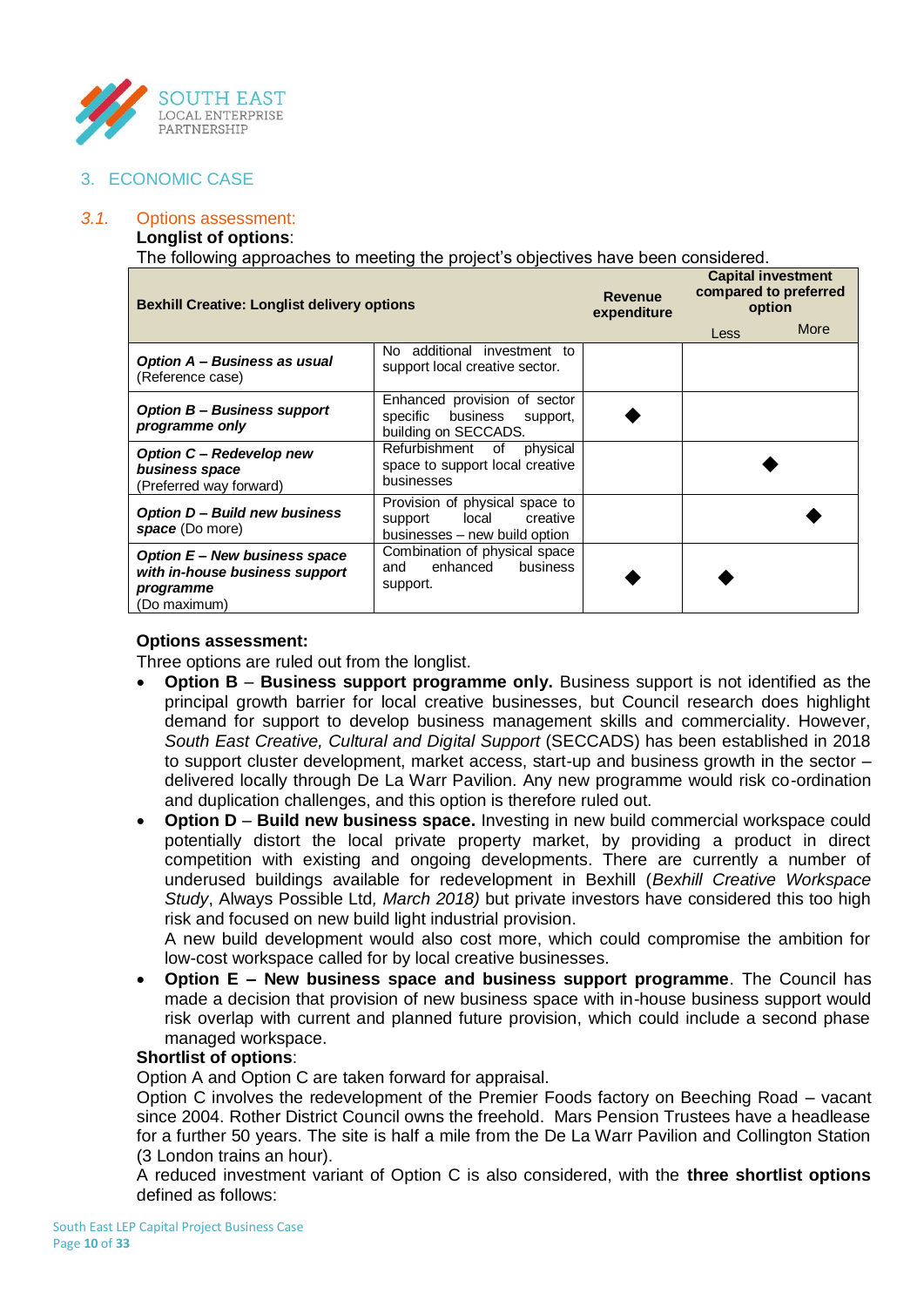## 3. ECONOMIC CASE

### 3.1. Options assessment:

**Longlist of options**:

The following approaches to meeting the project's objectives have been considered.

| Bexhill Creative: Longlist delivery options | | Revenue expenditure | Capital investment compared to preferred option | |
|---|---|---|---|---|
| | | | Less | More |
| ***Option A – Business as usual*** (Reference case) | No additional investment to support local creative sector. | | | |
| ***Option B – Business support programme only*** | Enhanced provision of sector specific business support, building on SECCADS. | ◆ | | |
| ***Option C – Redevelop new business space*** (Preferred way forward) | Refurbishment of physical space to support local creative businesses | | ◆ | |
| ***Option D – Build new business space*** (Do more) | Provision of physical space to support local creative businesses – new build option | | | ◆ |
| ***Option E – New business space with in-house business support programme*** (Do maximum) | Combination of physical space and enhanced business support. | ◆ | ◆ | |

**Options assessment:**

Three options are ruled out from the longlist.

- **Option B** – **Business support programme only.** Business support is not identified as the principal growth barrier for local creative businesses, but Council research does highlight demand for support to develop business management skills and commerciality. However, *South East Creative, Cultural and Digital Support* (SECCADS) has been established in 2018 to support cluster development, market access, start-up and business growth in the sector – delivered locally through De La Warr Pavilion. Any new programme would risk co-ordination and duplication challenges, and this option is therefore ruled out.
- **Option D** – **Build new business space.** Investing in new build commercial workspace could potentially distort the local private property market, by providing a product in direct competition with existing and ongoing developments. There are currently a number of underused buildings available for redevelopment in Bexhill (*Bexhill Creative Workspace Study*, Always Possible Ltd*, March 2018)* but private investors have considered this too high risk and focused on new build light industrial provision.
  A new build development would also cost more, which could compromise the ambition for low-cost workspace called for by local creative businesses.
- **Option E – New business space and business support programme**. The Council has made a decision that provision of new business space with in-house business support would risk overlap with current and planned future provision, which could include a second phase managed workspace.

**Shortlist of options**:

Option A and Option C are taken forward for appraisal.

Option C involves the redevelopment of the Premier Foods factory on Beeching Road – vacant since 2004. Rother District Council owns the freehold. Mars Pension Trustees have a headlease for a further 50 years. The site is half a mile from the De La Warr Pavilion and Collington Station (3 London trains an hour).

A reduced investment variant of Option C is also considered, with the **three shortlist options** defined as follows: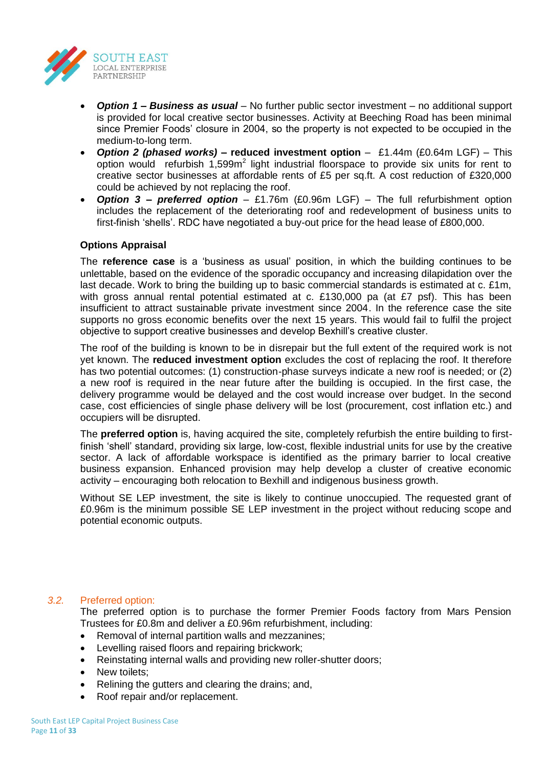- ***Option 1 – Business as usual*** – No further public sector investment – no additional support is provided for local creative sector businesses. Activity at Beeching Road has been minimal since Premier Foods' closure in 2004, so the property is not expected to be occupied in the medium-to-long term.
- ***Option 2 (phased works)* – reduced investment option** – £1.44m (£0.64m LGF) – This option would refurbish 1,599m$^2$ light industrial floorspace to provide six units for rent to creative sector businesses at affordable rents of £5 per sq.ft. A cost reduction of £320,000 could be achieved by not replacing the roof.
- ***Option 3 – preferred option*** – £1.76m (£0.96m LGF) – The full refurbishment option includes the replacement of the deteriorating roof and redevelopment of business units to first-finish 'shells'. RDC have negotiated a buy-out price for the head lease of £800,000.

**Options Appraisal**

The **reference case** is a 'business as usual' position, in which the building continues to be unlettable, based on the evidence of the sporadic occupancy and increasing dilapidation over the last decade. Work to bring the building up to basic commercial standards is estimated at c. £1m, with gross annual rental potential estimated at c. £130,000 pa (at £7 psf). This has been insufficient to attract sustainable private investment since 2004. In the reference case the site supports no gross economic benefits over the next 15 years. This would fail to fulfil the project objective to support creative businesses and develop Bexhill's creative cluster.

The roof of the building is known to be in disrepair but the full extent of the required work is not yet known. The **reduced investment option** excludes the cost of replacing the roof. It therefore has two potential outcomes: (1) construction-phase surveys indicate a new roof is needed; or (2) a new roof is required in the near future after the building is occupied. In the first case, the delivery programme would be delayed and the cost would increase over budget. In the second case, cost efficiencies of single phase delivery will be lost (procurement, cost inflation etc.) and occupiers will be disrupted.

The **preferred option** is, having acquired the site, completely refurbish the entire building to first-finish 'shell' standard, providing six large, low-cost, flexible industrial units for use by the creative sector. A lack of affordable workspace is identified as the primary barrier to local creative business expansion. Enhanced provision may help develop a cluster of creative economic activity – encouraging both relocation to Bexhill and indigenous business growth.

Without SE LEP investment, the site is likely to continue unoccupied. The requested grant of £0.96m is the minimum possible SE LEP investment in the project without reducing scope and potential economic outputs.

## *3.2.* Preferred option:

The preferred option is to purchase the former Premier Foods factory from Mars Pension Trustees for £0.8m and deliver a £0.96m refurbishment, including:

- Removal of internal partition walls and mezzanines;
- Levelling raised floors and repairing brickwork;
- Reinstating internal walls and providing new roller-shutter doors;
- New toilets;
- Relining the gutters and clearing the drains; and,
- Roof repair and/or replacement.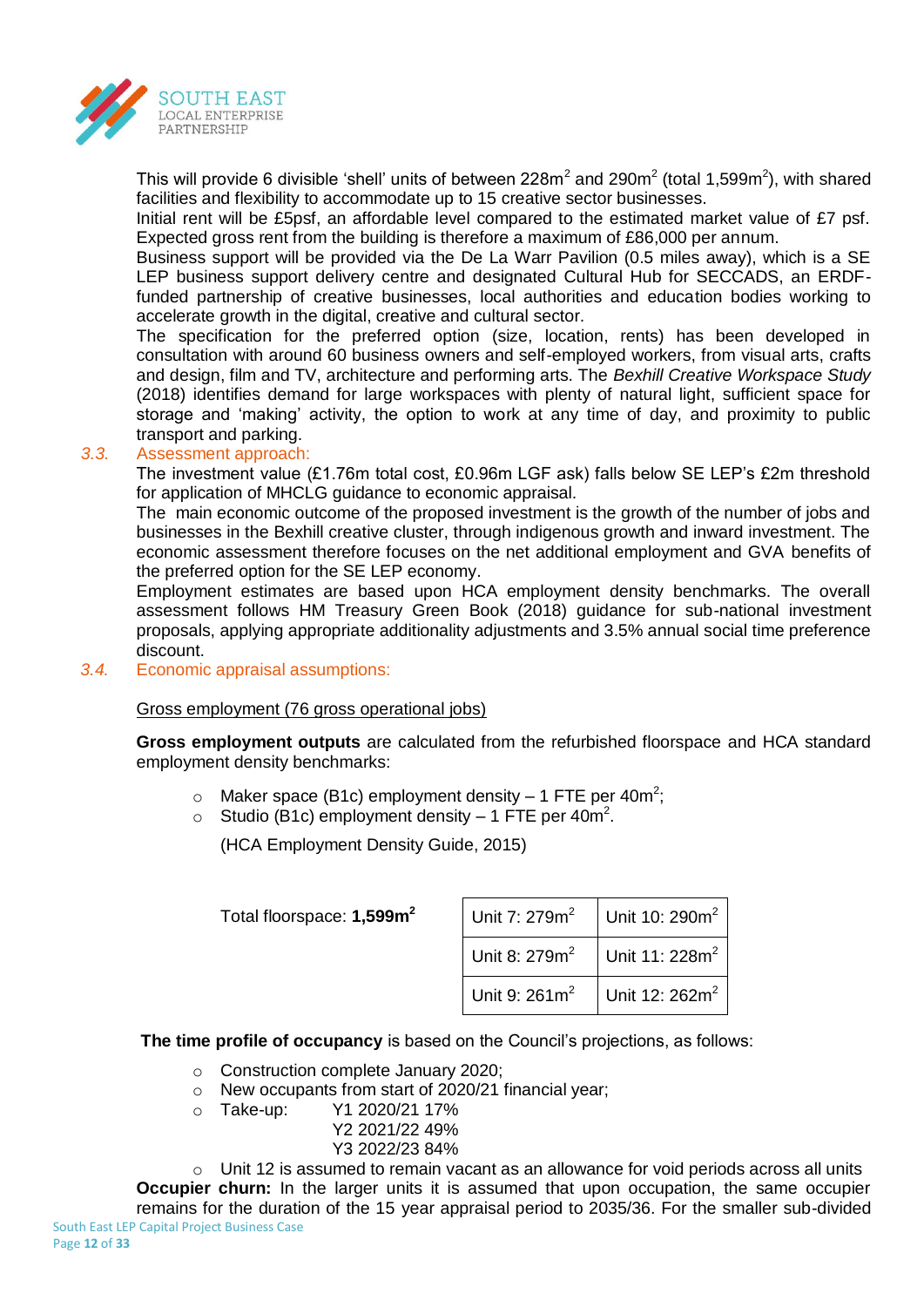This will provide 6 divisible 'shell' units of between 228m$^2$ and 290m$^2$ (total 1,599m$^2$), with shared facilities and flexibility to accommodate up to 15 creative sector businesses.

Initial rent will be £5psf, an affordable level compared to the estimated market value of £7 psf. Expected gross rent from the building is therefore a maximum of £86,000 per annum.

Business support will be provided via the De La Warr Pavilion (0.5 miles away), which is a SE LEP business support delivery centre and designated Cultural Hub for SECCADS, an ERDF-funded partnership of creative businesses, local authorities and education bodies working to accelerate growth in the digital, creative and cultural sector.

The specification for the preferred option (size, location, rents) has been developed in consultation with around 60 business owners and self-employed workers, from visual arts, crafts and design, film and TV, architecture and performing arts. The *Bexhill Creative Workspace Study* (2018) identifies demand for large workspaces with plenty of natural light, sufficient space for storage and 'making' activity, the option to work at any time of day, and proximity to public transport and parking.

## 3.3. Assessment approach:

The investment value (£1.76m total cost, £0.96m LGF ask) falls below SE LEP's £2m threshold for application of MHCLG guidance to economic appraisal.

The main economic outcome of the proposed investment is the growth of the number of jobs and businesses in the Bexhill creative cluster, through indigenous growth and inward investment. The economic assessment therefore focuses on the net additional employment and GVA benefits of the preferred option for the SE LEP economy.

Employment estimates are based upon HCA employment density benchmarks. The overall assessment follows HM Treasury Green Book (2018) guidance for sub-national investment proposals, applying appropriate additionality adjustments and 3.5% annual social time preference discount.

## 3.4. Economic appraisal assumptions:

Gross employment (76 gross operational jobs)

**Gross employment outputs** are calculated from the refurbished floorspace and HCA standard employment density benchmarks:

- Maker space (B1c) employment density – 1 FTE per 40m$^2$;
- Studio (B1c) employment density – 1 FTE per 40m$^2$.

(HCA Employment Density Guide, 2015)

Total floorspace: **1,599m$^2$**

| | |
|---|---|
| Unit 7: 279m$^2$ | Unit 10: 290m$^2$ |
| Unit 8: 279m$^2$ | Unit 11: 228m$^2$ |
| Unit 9: 261m$^2$ | Unit 12: 262m$^2$ |

**The time profile of occupancy** is based on the Council's projections, as follows:

- Construction complete January 2020;
- New occupants from start of 2020/21 financial year;
- Take-up: Y1 2020/21 17%
  Y2 2021/22 49%
  Y3 2022/23 84%
- Unit 12 is assumed to remain vacant as an allowance for void periods across all units

**Occupier churn:** In the larger units it is assumed that upon occupation, the same occupier remains for the duration of the 15 year appraisal period to 2035/36. For the smaller sub-divided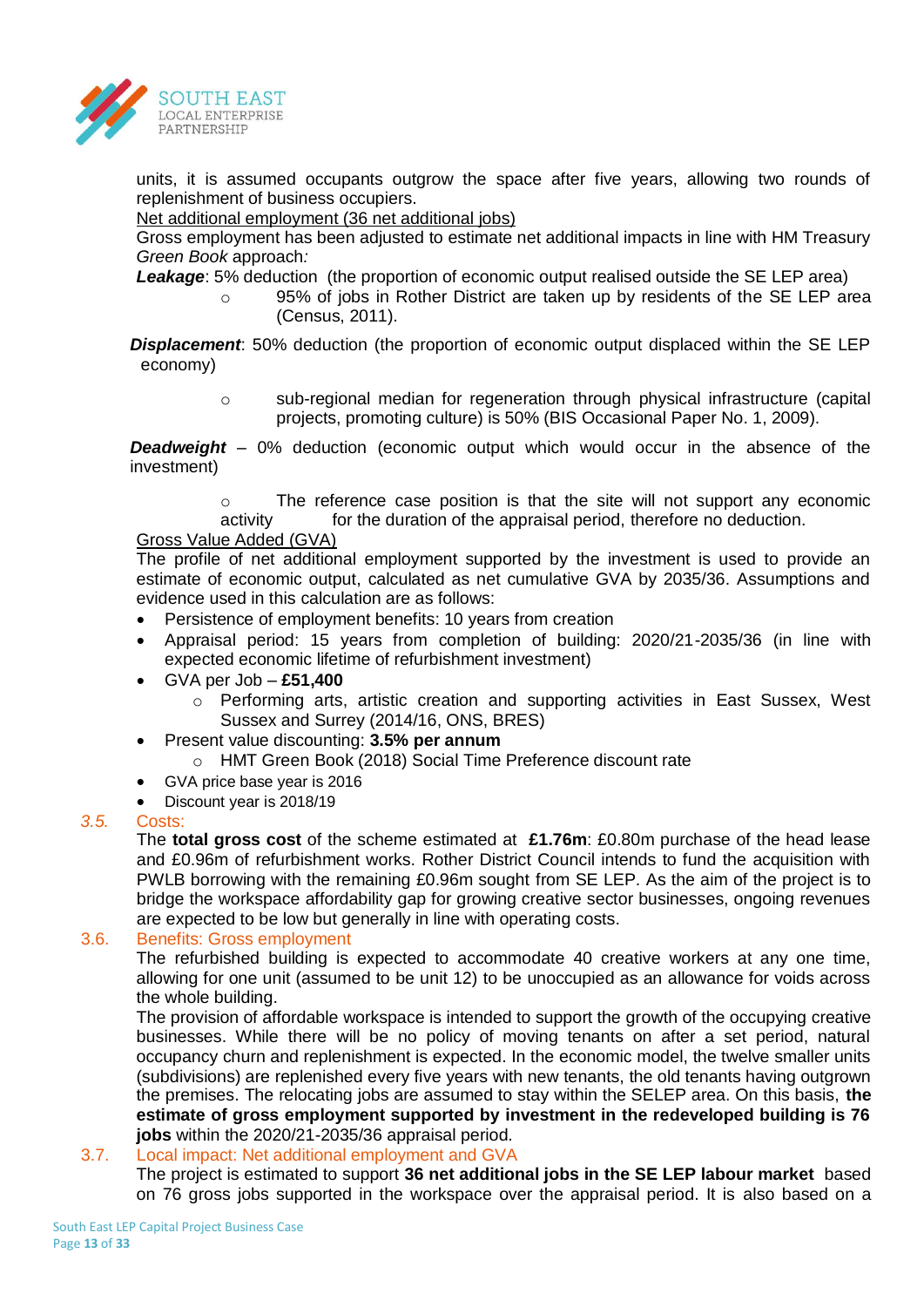units, it is assumed occupants outgrow the space after five years, allowing two rounds of replenishment of business occupiers.

<u>Net additional employment (36 net additional jobs)</u>

Gross employment has been adjusted to estimate net additional impacts in line with HM Treasury *Green Book* approach*:*

***Leakage***: 5% deduction (the proportion of economic output realised outside the SE LEP area)

- 95% of jobs in Rother District are taken up by residents of the SE LEP area (Census, 2011).

***Displacement***: 50% deduction (the proportion of economic output displaced within the SE LEP economy)

- sub-regional median for regeneration through physical infrastructure (capital projects, promoting culture) is 50% (BIS Occasional Paper No. 1, 2009).

***Deadweight*** – 0% deduction (economic output which would occur in the absence of the investment)

- The reference case position is that the site will not support any economic activity for the duration of the appraisal period, therefore no deduction.

<u>Gross Value Added (GVA)</u>

The profile of net additional employment supported by the investment is used to provide an estimate of economic output, calculated as net cumulative GVA by 2035/36. Assumptions and evidence used in this calculation are as follows:

- Persistence of employment benefits: 10 years from creation
- Appraisal period: 15 years from completion of building: 2020/21-2035/36 (in line with expected economic lifetime of refurbishment investment)
- GVA per Job – **£51,400**
  - Performing arts, artistic creation and supporting activities in East Sussex, West Sussex and Surrey (2014/16, ONS, BRES)
- Present value discounting: **3.5% per annum**
  - HMT Green Book (2018) Social Time Preference discount rate
- GVA price base year is 2016
- Discount year is 2018/19

*3.5.* Costs:

The **total gross cost** of the scheme estimated at **£1.76m**: £0.80m purchase of the head lease and £0.96m of refurbishment works. Rother District Council intends to fund the acquisition with PWLB borrowing with the remaining £0.96m sought from SE LEP. As the aim of the project is to bridge the workspace affordability gap for growing creative sector businesses, ongoing revenues are expected to be low but generally in line with operating costs.

3.6. Benefits: Gross employment

The refurbished building is expected to accommodate 40 creative workers at any one time, allowing for one unit (assumed to be unit 12) to be unoccupied as an allowance for voids across the whole building.

The provision of affordable workspace is intended to support the growth of the occupying creative businesses. While there will be no policy of moving tenants on after a set period, natural occupancy churn and replenishment is expected. In the economic model, the twelve smaller units (subdivisions) are replenished every five years with new tenants, the old tenants having outgrown the premises. The relocating jobs are assumed to stay within the SELEP area. On this basis, **the estimate of gross employment supported by investment in the redeveloped building is 76 jobs** within the 2020/21-2035/36 appraisal period.

3.7. Local impact: Net additional employment and GVA

The project is estimated to support **36 net additional jobs in the SE LEP labour market** based on 76 gross jobs supported in the workspace over the appraisal period. It is also based on a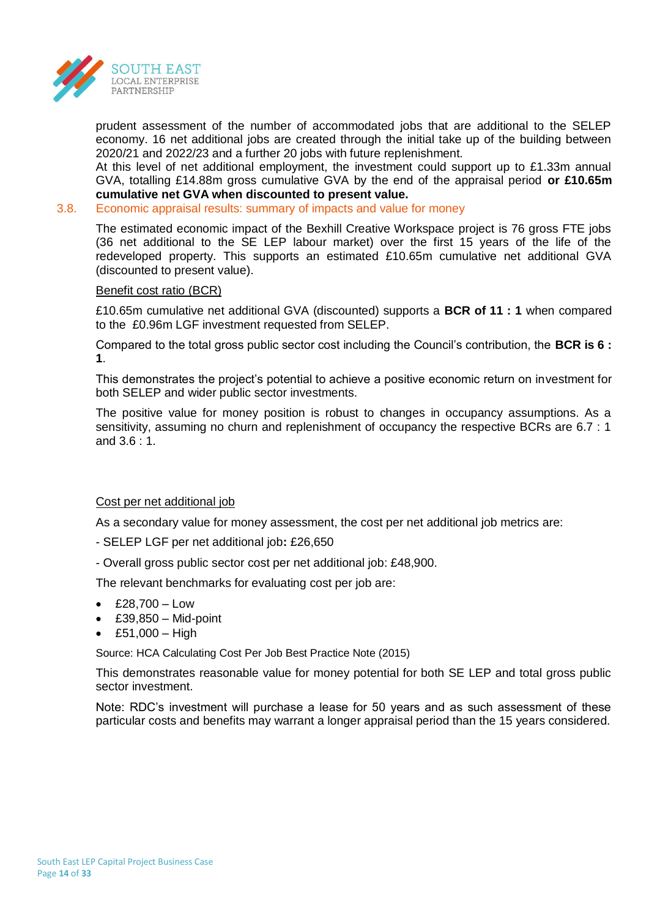prudent assessment of the number of accommodated jobs that are additional to the SELEP economy. 16 net additional jobs are created through the initial take up of the building between 2020/21 and 2022/23 and a further 20 jobs with future replenishment.

At this level of net additional employment, the investment could support up to £1.33m annual GVA, totalling £14.88m gross cumulative GVA by the end of the appraisal period **or £10.65m cumulative net GVA when discounted to present value.**

### 3.8. Economic appraisal results: summary of impacts and value for money

The estimated economic impact of the Bexhill Creative Workspace project is 76 gross FTE jobs (36 net additional to the SE LEP labour market) over the first 15 years of the life of the redeveloped property. This supports an estimated £10.65m cumulative net additional GVA (discounted to present value).

Benefit cost ratio (BCR)

£10.65m cumulative net additional GVA (discounted) supports a **BCR of 11 : 1** when compared to the £0.96m LGF investment requested from SELEP.

Compared to the total gross public sector cost including the Council's contribution, the **BCR is 6 : 1**.

This demonstrates the project's potential to achieve a positive economic return on investment for both SELEP and wider public sector investments.

The positive value for money position is robust to changes in occupancy assumptions. As a sensitivity, assuming no churn and replenishment of occupancy the respective BCRs are 6.7 : 1 and 3.6 : 1.

Cost per net additional job

As a secondary value for money assessment, the cost per net additional job metrics are:

- SELEP LGF per net additional job**:** £26,650

- Overall gross public sector cost per net additional job: £48,900.

The relevant benchmarks for evaluating cost per job are:

- £28,700 – Low
- £39,850 – Mid-point
- £51,000 – High

Source: HCA Calculating Cost Per Job Best Practice Note (2015)

This demonstrates reasonable value for money potential for both SE LEP and total gross public sector investment.

Note: RDC's investment will purchase a lease for 50 years and as such assessment of these particular costs and benefits may warrant a longer appraisal period than the 15 years considered.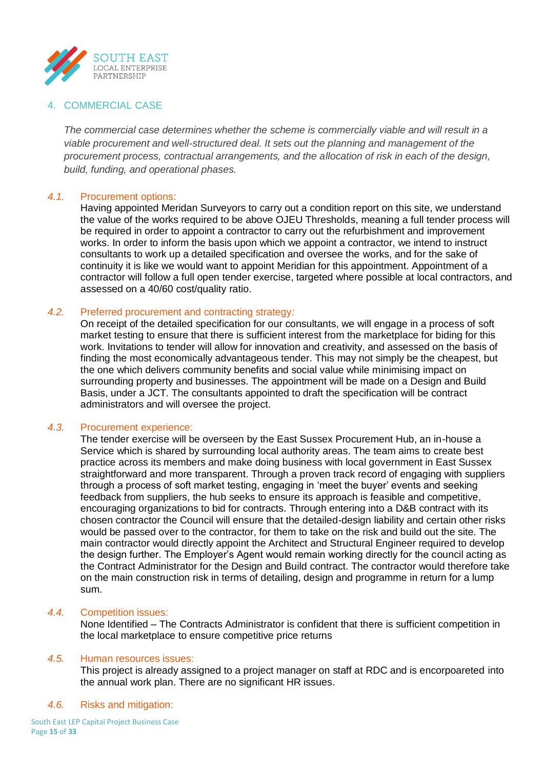## 4. COMMERCIAL CASE

*The commercial case determines whether the scheme is commercially viable and will result in a viable procurement and well-structured deal. It sets out the planning and management of the procurement process, contractual arrangements, and the allocation of risk in each of the design, build, funding, and operational phases.*

### *4.1.* Procurement options:

Having appointed Meridan Surveyors to carry out a condition report on this site, we understand the value of the works required to be above OJEU Thresholds, meaning a full tender process will be required in order to appoint a contractor to carry out the refurbishment and improvement works. In order to inform the basis upon which we appoint a contractor, we intend to instruct consultants to work up a detailed specification and oversee the works, and for the sake of continuity it is like we would want to appoint Meridian for this appointment. Appointment of a contractor will follow a full open tender exercise, targeted where possible at local contractors, and assessed on a 40/60 cost/quality ratio.

### *4.2.* Preferred procurement and contracting strategy*:*

On receipt of the detailed specification for our consultants, we will engage in a process of soft market testing to ensure that there is sufficient interest from the marketplace for biding for this work. Invitations to tender will allow for innovation and creativity, and assessed on the basis of finding the most economically advantageous tender. This may not simply be the cheapest, but the one which delivers community benefits and social value while minimising impact on surrounding property and businesses. The appointment will be made on a Design and Build Basis, under a JCT. The consultants appointed to draft the specification will be contract administrators and will oversee the project.

### *4.3.* Procurement experience:

The tender exercise will be overseen by the East Sussex Procurement Hub, an in-house a Service which is shared by surrounding local authority areas. The team aims to create best practice across its members and make doing business with local government in East Sussex straightforward and more transparent. Through a proven track record of engaging with suppliers through a process of soft market testing, engaging in 'meet the buyer' events and seeking feedback from suppliers, the hub seeks to ensure its approach is feasible and competitive, encouraging organizations to bid for contracts. Through entering into a D&B contract with its chosen contractor the Council will ensure that the detailed-design liability and certain other risks would be passed over to the contractor, for them to take on the risk and build out the site. The main contractor would directly appoint the Architect and Structural Engineer required to develop the design further. The Employer's Agent would remain working directly for the council acting as the Contract Administrator for the Design and Build contract. The contractor would therefore take on the main construction risk in terms of detailing, design and programme in return for a lump sum.

### *4.4.* Competition issues:

None Identified – The Contracts Administrator is confident that there is sufficient competition in the local marketplace to ensure competitive price returns

### *4.5.* Human resources issues:

This project is already assigned to a project manager on staff at RDC and is encorpoareted into the annual work plan. There are no significant HR issues.

### *4.6.* Risks and mitigation: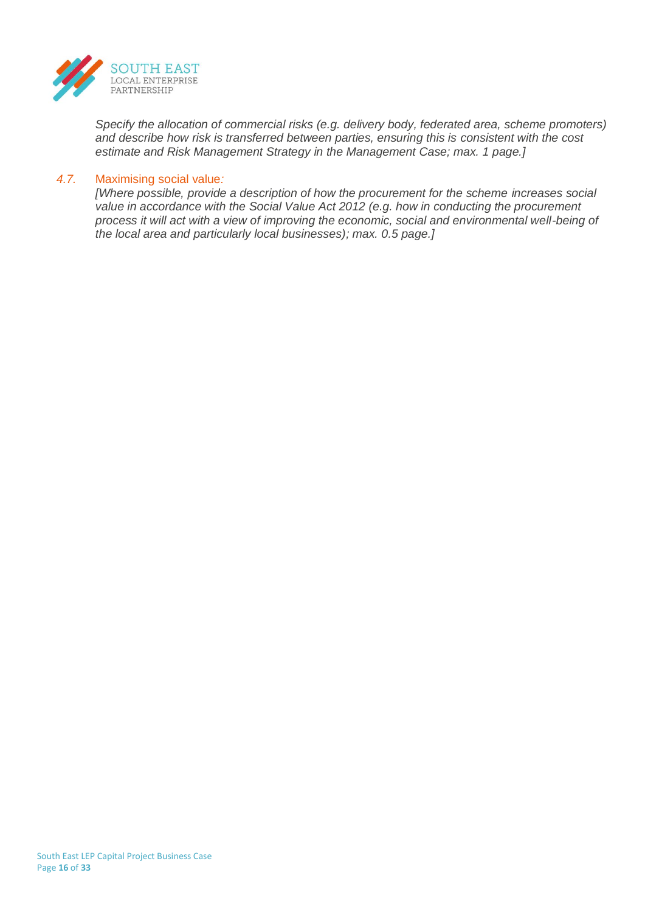*Specify the allocation of commercial risks (e.g. delivery body, federated area, scheme promoters) and describe how risk is transferred between parties, ensuring this is consistent with the cost estimate and Risk Management Strategy in the Management Case; max. 1 page.]*

### *4.7.* Maximising social value*:*

*[Where possible, provide a description of how the procurement for the scheme increases social value in accordance with the Social Value Act 2012 (e.g. how in conducting the procurement process it will act with a view of improving the economic, social and environmental well-being of the local area and particularly local businesses); max. 0.5 page.]*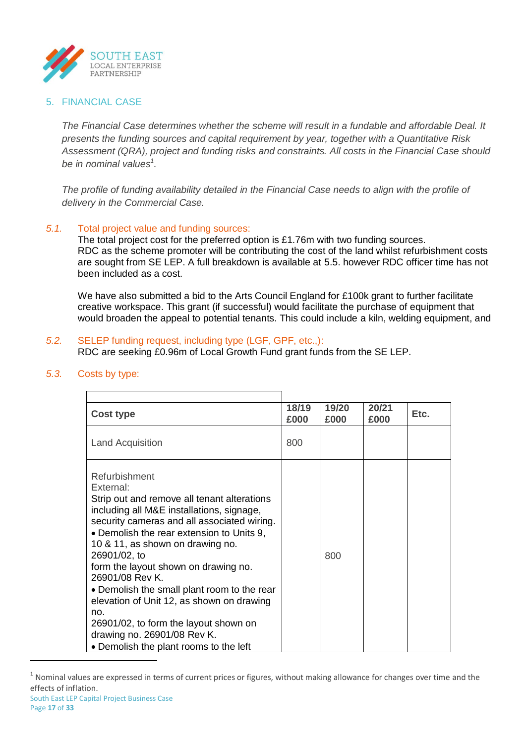## 5. FINANCIAL CASE

*The Financial Case determines whether the scheme will result in a fundable and affordable Deal. It presents the funding sources and capital requirement by year, together with a Quantitative Risk Assessment (QRA), project and funding risks and constraints. All costs in the Financial Case should be in nominal values[1].*

*The profile of funding availability detailed in the Financial Case needs to align with the profile of delivery in the Commercial Case.*

### *5.1.* Total project value and funding sources:

The total project cost for the preferred option is £1.76m with two funding sources. RDC as the scheme promoter will be contributing the cost of the land whilst refurbishment costs are sought from SE LEP. A full breakdown is available at 5.5. however RDC officer time has not been included as a cost.

We have also submitted a bid to the Arts Council England for £100k grant to further facilitate creative workspace. This grant (if successful) would facilitate the purchase of equipment that would broaden the appeal to potential tenants. This could include a kiln, welding equipment, and

### *5.2.* SELEP funding request, including type (LGF, GPF, etc.,):

RDC are seeking £0.96m of Local Growth Fund grant funds from the SE LEP.

### *5.3.* Costs by type:

| Cost type | 18/19 £000 | 19/20 £000 | 20/21 £000 | Etc. |
|---|---|---|---|---|
| Land Acquisition | 800 | | | |
| Refurbishment<br>External:<br>Strip out and remove all tenant alterations including all M&E installations, signage, security cameras and all associated wiring.<br>• Demolish the rear extension to Units 9, 10 & 11, as shown on drawing no. 26901/02, to<br>form the layout shown on drawing no. 26901/08 Rev K.<br>• Demolish the small plant room to the rear elevation of Unit 12, as shown on drawing no.<br>26901/02, to form the layout shown on drawing no. 26901/08 Rev K.<br>• Demolish the plant rooms to the left | | 800 | | |

[1] Nominal values are expressed in terms of current prices or figures, without making allowance for changes over time and the effects of inflation.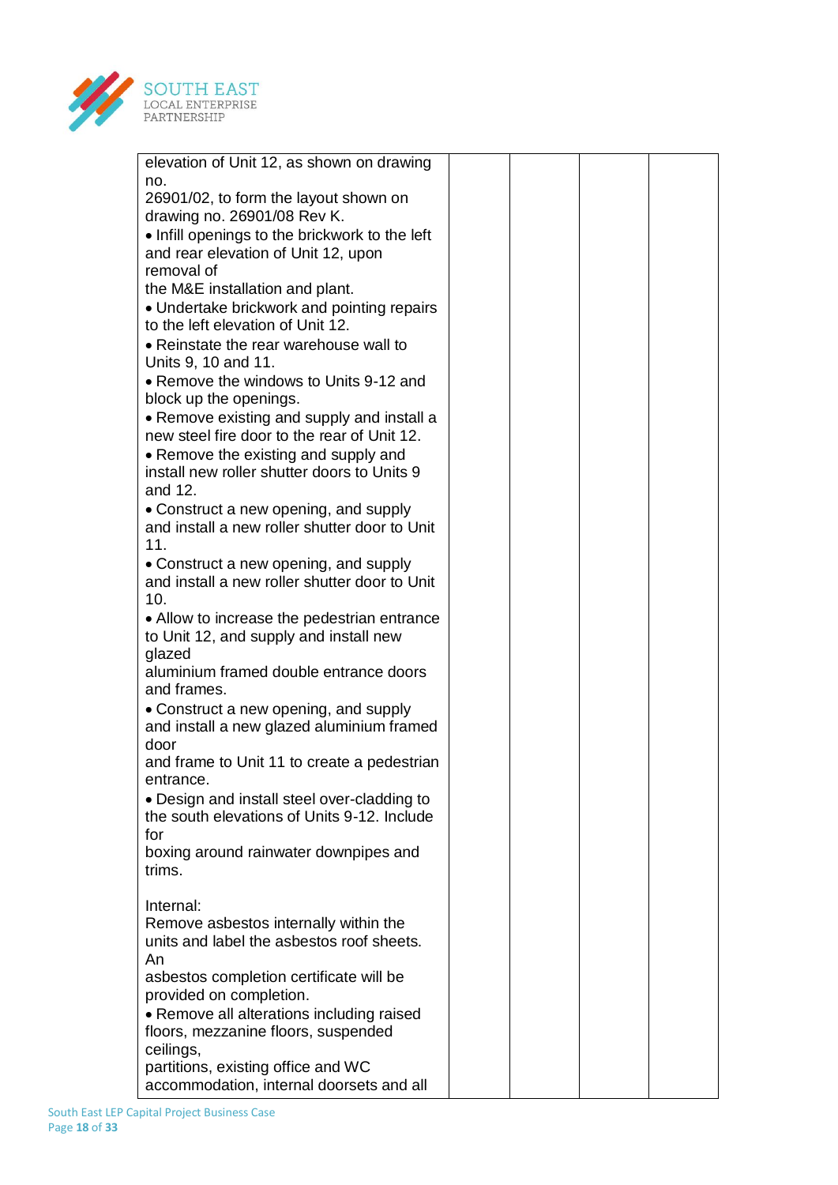| | | | | |
|---|---|---|---|---|
| elevation of Unit 12, as shown on drawing no. 26901/02, to form the layout shown on drawing no. 26901/08 Rev K.<br>• Infill openings to the brickwork to the left and rear elevation of Unit 12, upon removal of the M&E installation and plant.<br>• Undertake brickwork and pointing repairs to the left elevation of Unit 12.<br>• Reinstate the rear warehouse wall to Units 9, 10 and 11.<br>• Remove the windows to Units 9-12 and block up the openings.<br>• Remove existing and supply and install a new steel fire door to the rear of Unit 12.<br>• Remove the existing and supply and install new roller shutter doors to Units 9 and 12.<br>• Construct a new opening, and supply and install a new roller shutter door to Unit 11.<br>• Construct a new opening, and supply and install a new roller shutter door to Unit 10.<br>• Allow to increase the pedestrian entrance to Unit 12, and supply and install new glazed aluminium framed double entrance doors and frames.<br>• Construct a new opening, and supply and install a new glazed aluminium framed door and frame to Unit 11 to create a pedestrian entrance.<br>• Design and install steel over-cladding to the south elevations of Units 9-12. Include for boxing around rainwater downpipes and trims.<br><br>Internal:<br>Remove asbestos internally within the units and label the asbestos roof sheets. An asbestos completion certificate will be provided on completion.<br>• Remove all alterations including raised floors, mezzanine floors, suspended ceilings, partitions, existing office and WC accommodation, internal doorsets and all | | | | |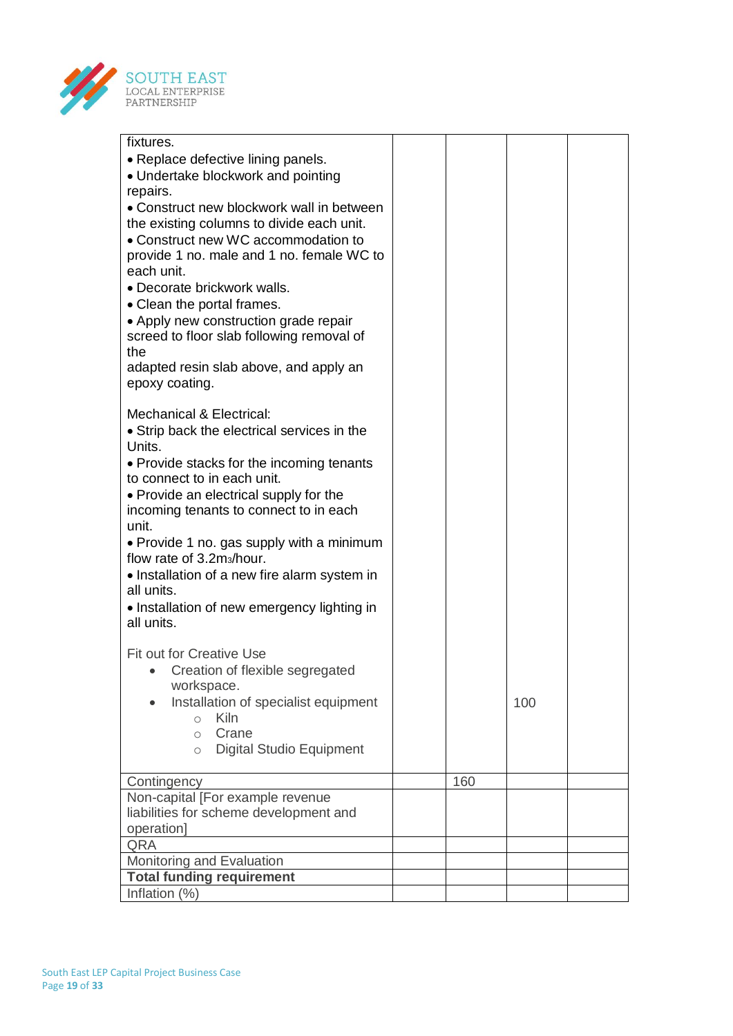| | | | | |
|---|---|---|---|---|
| fixtures.<br>• Replace defective lining panels.<br>• Undertake blockwork and pointing repairs.<br>• Construct new blockwork wall in between the existing columns to divide each unit.<br>• Construct new WC accommodation to provide 1 no. male and 1 no. female WC to each unit.<br>• Decorate brickwork walls.<br>• Clean the portal frames.<br>• Apply new construction grade repair screed to floor slab following removal of the adapted resin slab above, and apply an epoxy coating.<br><br>Mechanical & Electrical:<br>• Strip back the electrical services in the Units.<br>• Provide stacks for the incoming tenants to connect to in each unit.<br>• Provide an electrical supply for the incoming tenants to connect to in each unit.<br>• Provide 1 no. gas supply with a minimum flow rate of 3.2m3/hour.<br>• Installation of a new fire alarm system in all units.<br>• Installation of new emergency lighting in all units.<br><br>Fit out for Creative Use<br>• Creation of flexible segregated workspace.<br>• Installation of specialist equipment<br>  ○ Kiln<br>  ○ Crane<br>  ○ Digital Studio Equipment | | | 100 | |
| Contingency | | 160 | | |
| Non-capital [For example revenue liabilities for scheme development and operation] | | | | |
| QRA | | | | |
| Monitoring and Evaluation | | | | |
| **Total funding requirement** | | | | |
| Inflation (%) | | | | |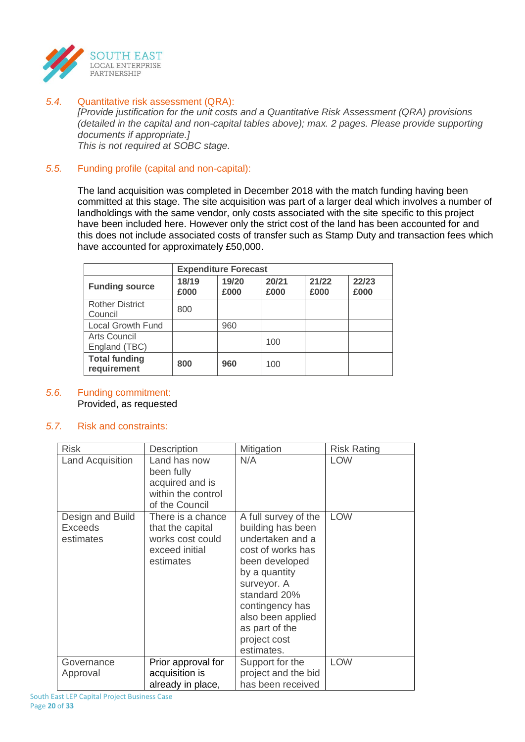### 5.4. Quantitative risk assessment (QRA):

*[Provide justification for the unit costs and a Quantitative Risk Assessment (QRA) provisions (detailed in the capital and non-capital tables above); max. 2 pages. Please provide supporting documents if appropriate.]*
*This is not required at SOBC stage.*

### 5.5. Funding profile (capital and non-capital):

The land acquisition was completed in December 2018 with the match funding having been committed at this stage. The site acquisition was part of a larger deal which involves a number of landholdings with the same vendor, only costs associated with the site specific to this project have been included here. However only the strict cost of the land has been accounted for and this does not include associated costs of transfer such as Stamp Duty and transaction fees which have accounted for approximately £50,000.

| | **Expenditure Forecast** | | | | |
|---|---|---|---|---|---|
| **Funding source** | **18/19 £000** | **19/20 £000** | **20/21 £000** | **21/22 £000** | **22/23 £000** |
| Rother District Council | 800 | | | | |
| Local Growth Fund | | 960 | | | |
| Arts Council England (TBC) | | | 100 | | |
| **Total funding requirement** | **800** | **960** | 100 | | |

### 5.6. Funding commitment:

Provided, as requested

### 5.7. Risk and constraints:

| Risk | Description | Mitigation | Risk Rating |
|---|---|---|---|
| Land Acquisition | Land has now been fully acquired and is within the control of the Council | N/A | LOW |
| Design and Build Exceeds estimates | There is a chance that the capital works cost could exceed initial estimates | A full survey of the building has been undertaken and a cost of works has been developed by a quantity surveyor. A standard 20% contingency has also been applied as part of the project cost estimates. | LOW |
| Governance Approval | Prior approval for acquisition is already in place, | Support for the project and the bid has been received | LOW |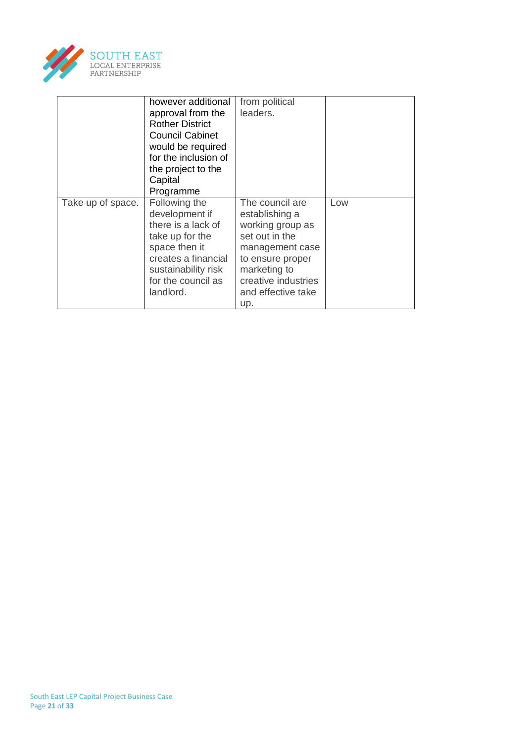| | | | |
|---|---|---|---|
| | however additional approval from the Rother District Council Cabinet would be required for the inclusion of the project to the Capital Programme | from political leaders. | |
| Take up of space. | Following the development if there is a lack of take up for the space then it creates a financial sustainability risk for the council as landlord. | The council are establishing a working group as set out in the management case to ensure proper marketing to creative industries and effective take up. | Low |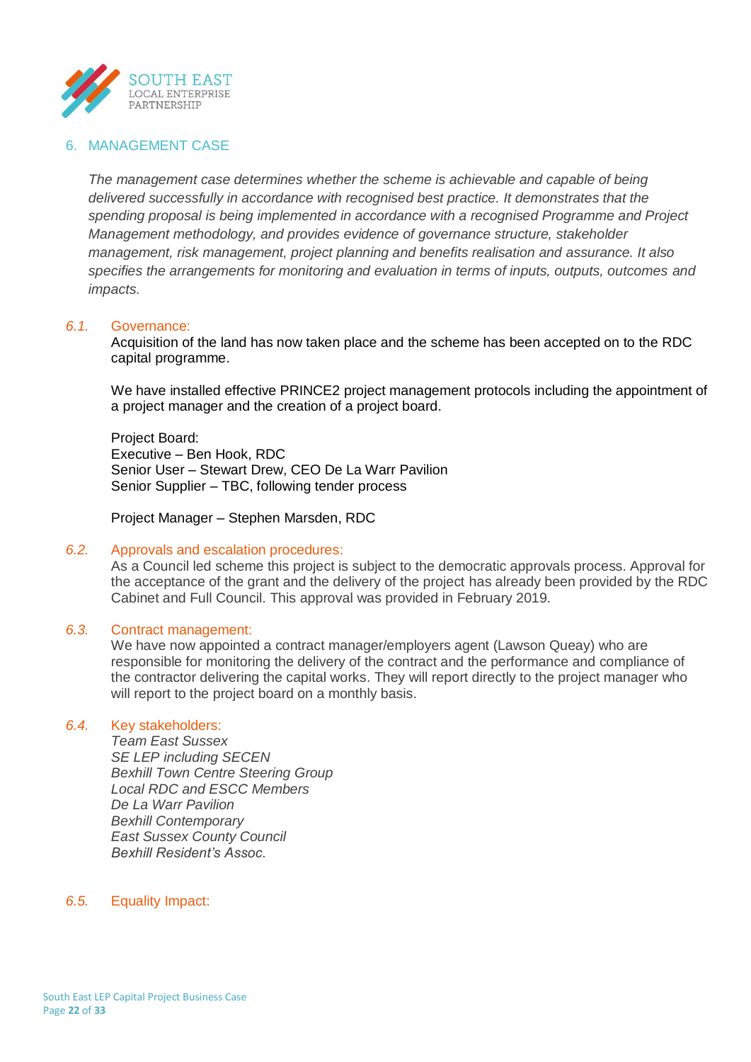## 6. MANAGEMENT CASE

*The management case determines whether the scheme is achievable and capable of being delivered successfully in accordance with recognised best practice. It demonstrates that the spending proposal is being implemented in accordance with a recognised Programme and Project Management methodology, and provides evidence of governance structure, stakeholder management, risk management, project planning and benefits realisation and assurance. It also specifies the arrangements for monitoring and evaluation in terms of inputs, outputs, outcomes and impacts.*

### *6.1.* Governance:

Acquisition of the land has now taken place and the scheme has been accepted on to the RDC capital programme.

We have installed effective PRINCE2 project management protocols including the appointment of a project manager and the creation of a project board.

Project Board:
Executive – Ben Hook, RDC
Senior User – Stewart Drew, CEO De La Warr Pavilion
Senior Supplier – TBC, following tender process

Project Manager – Stephen Marsden, RDC

### *6.2.* Approvals and escalation procedures:

As a Council led scheme this project is subject to the democratic approvals process. Approval for the acceptance of the grant and the delivery of the project has already been provided by the RDC Cabinet and Full Council. This approval was provided in February 2019.

### *6.3.* Contract management:

We have now appointed a contract manager/employers agent (Lawson Queay) who are responsible for monitoring the delivery of the contract and the performance and compliance of the contractor delivering the capital works. They will report directly to the project manager who will report to the project board on a monthly basis.

### *6.4.* Key stakeholders:

*Team East Sussex*
*SE LEP including SECEN*
*Bexhill Town Centre Steering Group*
*Local RDC and ESCC Members*
*De La Warr Pavilion*
*Bexhill Contemporary*
*East Sussex County Council*
*Bexhill Resident's Assoc.*

### *6.5.* Equality Impact: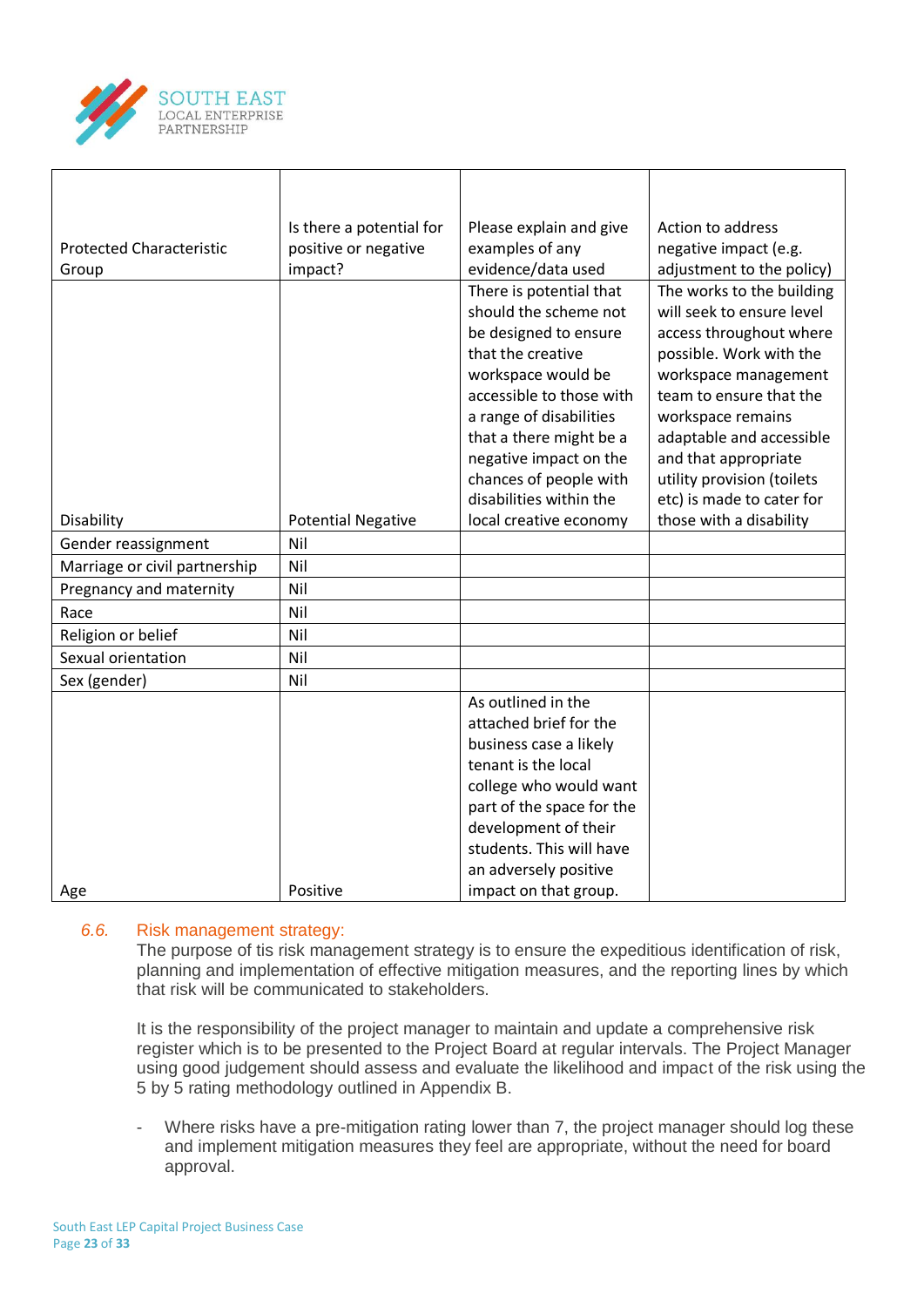| Protected Characteristic Group | Is there a potential for positive or negative impact? | Please explain and give examples of any evidence/data used | Action to address negative impact (e.g. adjustment to the policy) |
|---|---|---|---|
| Disability | Potential Negative | There is potential that should the scheme not be designed to ensure that the creative workspace would be accessible to those with a range of disabilities that a there might be a negative impact on the chances of people with disabilities within the local creative economy | The works to the building will seek to ensure level access throughout where possible. Work with the workspace management team to ensure that the workspace remains adaptable and accessible and that appropriate utility provision (toilets etc) is made to cater for those with a disability |
| Gender reassignment | Nil | | |
| Marriage or civil partnership | Nil | | |
| Pregnancy and maternity | Nil | | |
| Race | Nil | | |
| Religion or belief | Nil | | |
| Sexual orientation | Nil | | |
| Sex (gender) | Nil | | |
| Age | Positive | As outlined in the attached brief for the business case a likely tenant is the local college who would want part of the space for the development of their students. This will have an adversely positive impact on that group. | |

### 6.6. Risk management strategy:

The purpose of tis risk management strategy is to ensure the expeditious identification of risk, planning and implementation of effective mitigation measures, and the reporting lines by which that risk will be communicated to stakeholders.

It is the responsibility of the project manager to maintain and update a comprehensive risk register which is to be presented to the Project Board at regular intervals. The Project Manager using good judgement should assess and evaluate the likelihood and impact of the risk using the 5 by 5 rating methodology outlined in Appendix B.

- Where risks have a pre-mitigation rating lower than 7, the project manager should log these and implement mitigation measures they feel are appropriate, without the need for board approval.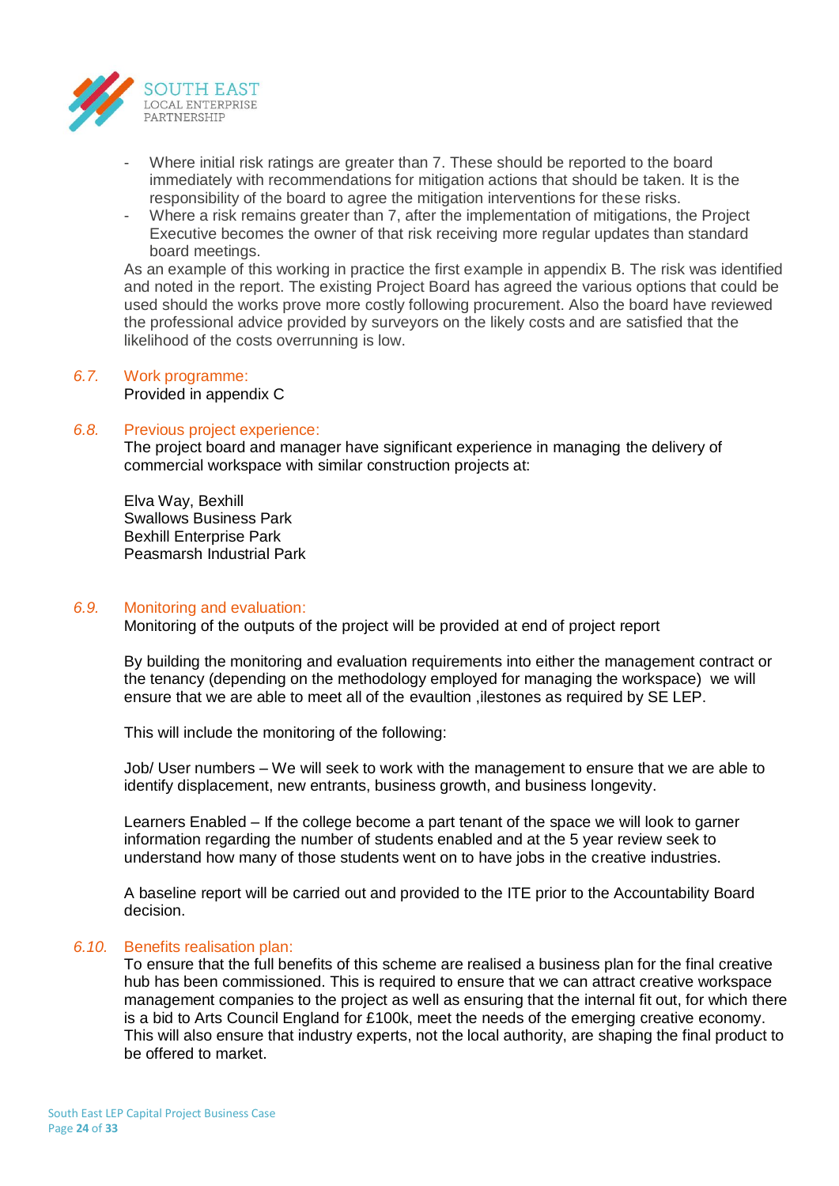- Where initial risk ratings are greater than 7. These should be reported to the board immediately with recommendations for mitigation actions that should be taken. It is the responsibility of the board to agree the mitigation interventions for these risks.
- Where a risk remains greater than 7, after the implementation of mitigations, the Project Executive becomes the owner of that risk receiving more regular updates than standard board meetings.

As an example of this working in practice the first example in appendix B. The risk was identified and noted in the report. The existing Project Board has agreed the various options that could be used should the works prove more costly following procurement. Also the board have reviewed the professional advice provided by surveyors on the likely costs and are satisfied that the likelihood of the costs overrunning is low.

### 6.7. Work programme:

Provided in appendix C

### 6.8. Previous project experience:

The project board and manager have significant experience in managing the delivery of commercial workspace with similar construction projects at:

Elva Way, Bexhill
Swallows Business Park
Bexhill Enterprise Park
Peasmarsh Industrial Park

### 6.9. Monitoring and evaluation:

Monitoring of the outputs of the project will be provided at end of project report

By building the monitoring and evaluation requirements into either the management contract or the tenancy (depending on the methodology employed for managing the workspace) we will ensure that we are able to meet all of the evaultion ,ilestones as required by SE LEP.

This will include the monitoring of the following:

Job/ User numbers – We will seek to work with the management to ensure that we are able to identify displacement, new entrants, business growth, and business longevity.

Learners Enabled – If the college become a part tenant of the space we will look to garner information regarding the number of students enabled and at the 5 year review seek to understand how many of those students went on to have jobs in the creative industries.

A baseline report will be carried out and provided to the ITE prior to the Accountability Board decision.

### 6.10. Benefits realisation plan:

To ensure that the full benefits of this scheme are realised a business plan for the final creative hub has been commissioned. This is required to ensure that we can attract creative workspace management companies to the project as well as ensuring that the internal fit out, for which there is a bid to Arts Council England for £100k, meet the needs of the emerging creative economy. This will also ensure that industry experts, not the local authority, are shaping the final product to be offered to market.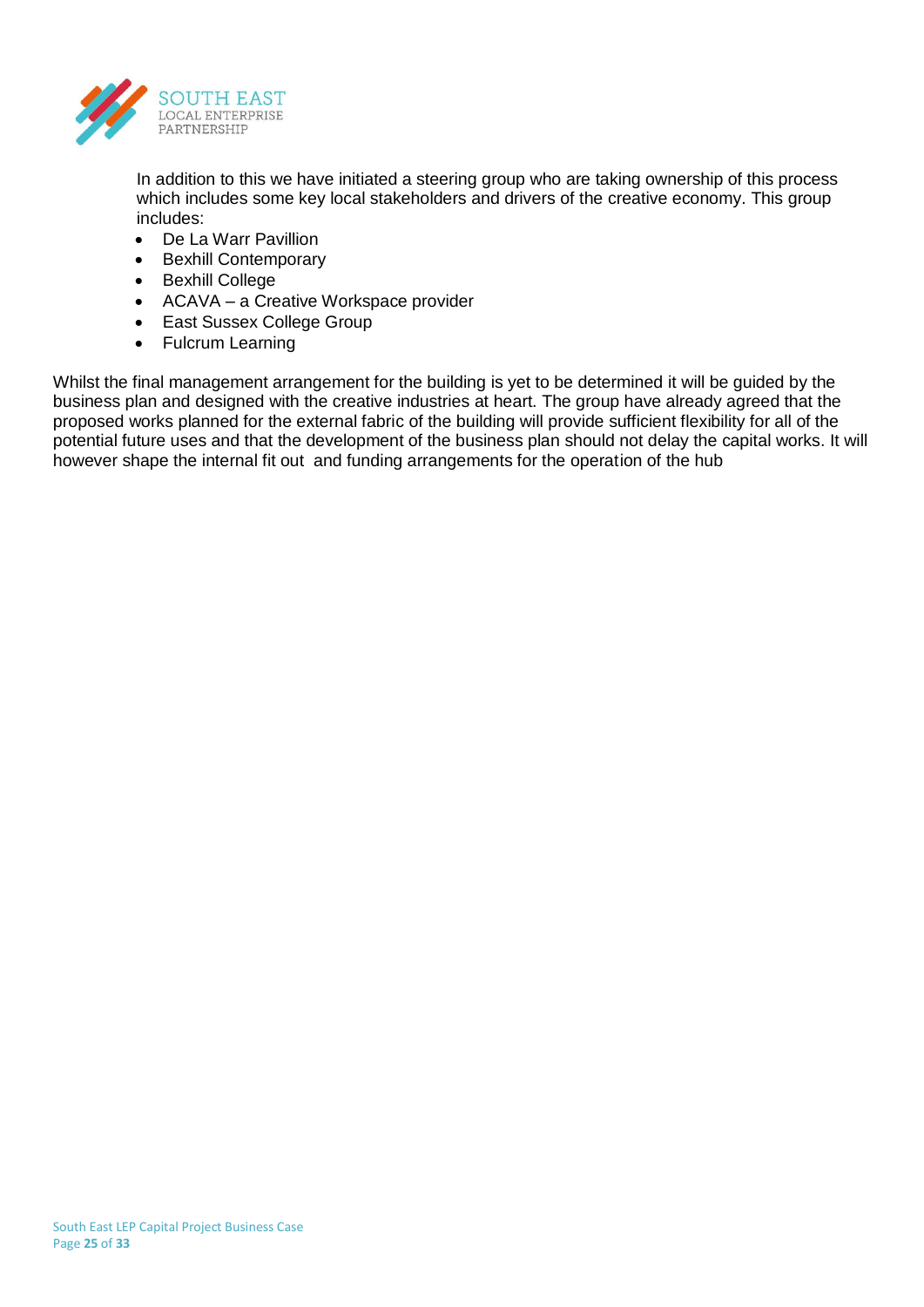In addition to this we have initiated a steering group who are taking ownership of this process which includes some key local stakeholders and drivers of the creative economy. This group includes:

- De La Warr Pavillion
- Bexhill Contemporary
- Bexhill College
- ACAVA – a Creative Workspace provider
- East Sussex College Group
- Fulcrum Learning

Whilst the final management arrangement for the building is yet to be determined it will be guided by the business plan and designed with the creative industries at heart. The group have already agreed that the proposed works planned for the external fabric of the building will provide sufficient flexibility for all of the potential future uses and that the development of the business plan should not delay the capital works. It will however shape the internal fit out and funding arrangements for the operation of the hub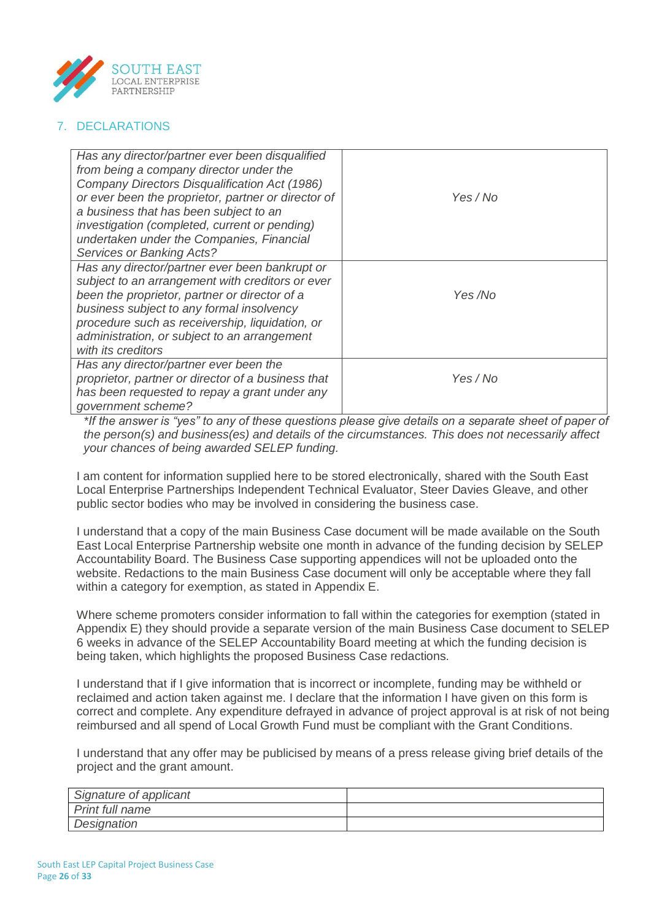## 7. DECLARATIONS

| | |
|---|---|
| *Has any director/partner ever been disqualified from being a company director under the Company Directors Disqualification Act (1986) or ever been the proprietor, partner or director of a business that has been subject to an investigation (completed, current or pending) undertaken under the Companies, Financial Services or Banking Acts?* | *Yes / No* |
| *Has any director/partner ever been bankrupt or subject to an arrangement with creditors or ever been the proprietor, partner or director of a business subject to any formal insolvency procedure such as receivership, liquidation, or administration, or subject to an arrangement with its creditors* | *Yes /No* |
| *Has any director/partner ever been the proprietor, partner or director of a business that has been requested to repay a grant under any government scheme?* | *Yes / No* |

*\*If the answer is "yes" to any of these questions please give details on a separate sheet of paper of the person(s) and business(es) and details of the circumstances. This does not necessarily affect your chances of being awarded SELEP funding.*

I am content for information supplied here to be stored electronically, shared with the South East Local Enterprise Partnerships Independent Technical Evaluator, Steer Davies Gleave, and other public sector bodies who may be involved in considering the business case.

I understand that a copy of the main Business Case document will be made available on the South East Local Enterprise Partnership website one month in advance of the funding decision by SELEP Accountability Board. The Business Case supporting appendices will not be uploaded onto the website. Redactions to the main Business Case document will only be acceptable where they fall within a category for exemption, as stated in Appendix E.

Where scheme promoters consider information to fall within the categories for exemption (stated in Appendix E) they should provide a separate version of the main Business Case document to SELEP 6 weeks in advance of the SELEP Accountability Board meeting at which the funding decision is being taken, which highlights the proposed Business Case redactions.

I understand that if I give information that is incorrect or incomplete, funding may be withheld or reclaimed and action taken against me. I declare that the information I have given on this form is correct and complete. Any expenditure defrayed in advance of project approval is at risk of not being reimbursed and all spend of Local Growth Fund must be compliant with the Grant Conditions.

I understand that any offer may be publicised by means of a press release giving brief details of the project and the grant amount.

| | |
|---|---|
| *Signature of applicant* | |
| *Print full name* | |
| *Designation* | |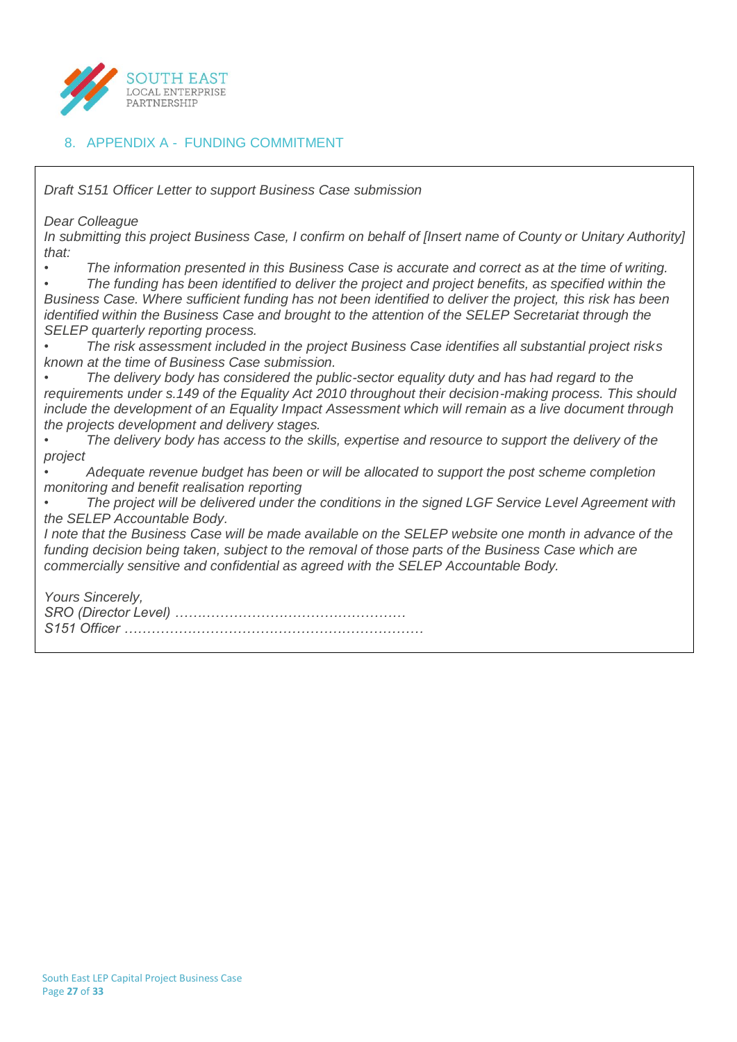## 8. APPENDIX A - FUNDING COMMITMENT

*Draft S151 Officer Letter to support Business Case submission*

*Dear Colleague*

*In submitting this project Business Case, I confirm on behalf of [Insert name of County or Unitary Authority] that:*

- *The information presented in this Business Case is accurate and correct as at the time of writing.*
- *The funding has been identified to deliver the project and project benefits, as specified within the Business Case. Where sufficient funding has not been identified to deliver the project, this risk has been identified within the Business Case and brought to the attention of the SELEP Secretariat through the SELEP quarterly reporting process.*
- *The risk assessment included in the project Business Case identifies all substantial project risks known at the time of Business Case submission.*
- *The delivery body has considered the public-sector equality duty and has had regard to the requirements under s.149 of the Equality Act 2010 throughout their decision-making process. This should include the development of an Equality Impact Assessment which will remain as a live document through the projects development and delivery stages.*
- *The delivery body has access to the skills, expertise and resource to support the delivery of the project*
- *Adequate revenue budget has been or will be allocated to support the post scheme completion monitoring and benefit realisation reporting*
- *The project will be delivered under the conditions in the signed LGF Service Level Agreement with the SELEP Accountable Body.*

*I note that the Business Case will be made available on the SELEP website one month in advance of the funding decision being taken, subject to the removal of those parts of the Business Case which are commercially sensitive and confidential as agreed with the SELEP Accountable Body.*

*Yours Sincerely,*

*SRO (Director Level) ……………………………………………*

*S151 Officer …………………………………………………………*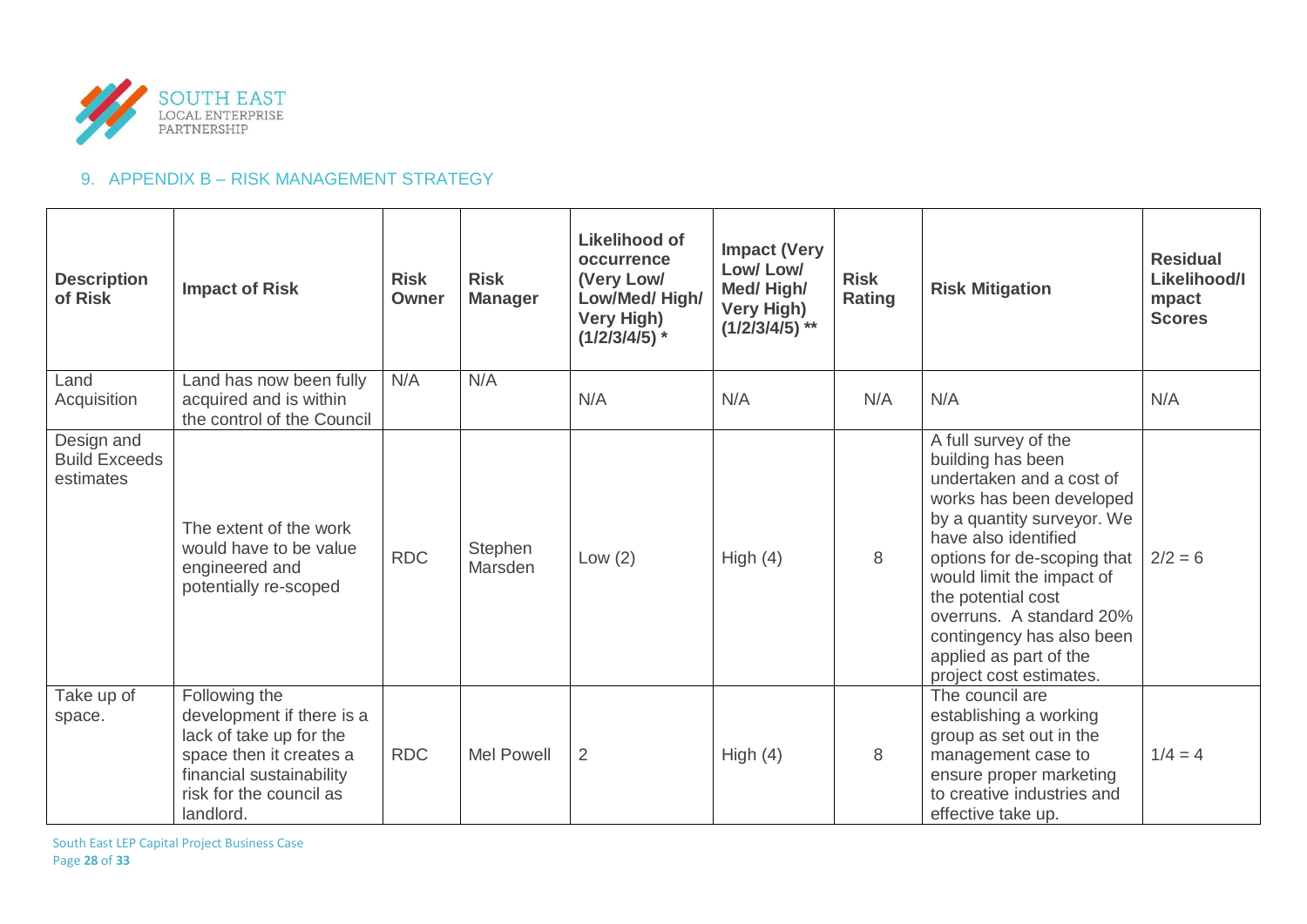## 9. APPENDIX B – RISK MANAGEMENT STRATEGY

| Description of Risk | Impact of Risk | Risk Owner | Risk Manager | Likelihood of occurrence (Very Low/ Low/Med/ High/ Very High) (1/2/3/4/5) * | Impact (Very Low/ Low/ Med/ High/ Very High) (1/2/3/4/5) ** | Risk Rating | Risk Mitigation | Residual Likelihood/Impact Scores |
|---|---|---|---|---|---|---|---|---|
| Land Acquisition | Land has now been fully acquired and is within the control of the Council | N/A | N/A | N/A | N/A | N/A | N/A | N/A |
| Design and Build Exceeds estimates | The extent of the work would have to be value engineered and potentially re-scoped | RDC | Stephen Marsden | Low (2) | High (4) | 8 | A full survey of the building has been undertaken and a cost of works has been developed by a quantity surveyor. We have also identified options for de-scoping that would limit the impact of the potential cost overruns. A standard 20% contingency has also been applied as part of the project cost estimates. | 2/2 = 6 |
| Take up of space. | Following the development if there is a lack of take up for the space then it creates a financial sustainability risk for the council as landlord. | RDC | Mel Powell | 2 | High (4) | 8 | The council are establishing a working group as set out in the management case to ensure proper marketing to creative industries and effective take up. | 1/4 = 4 |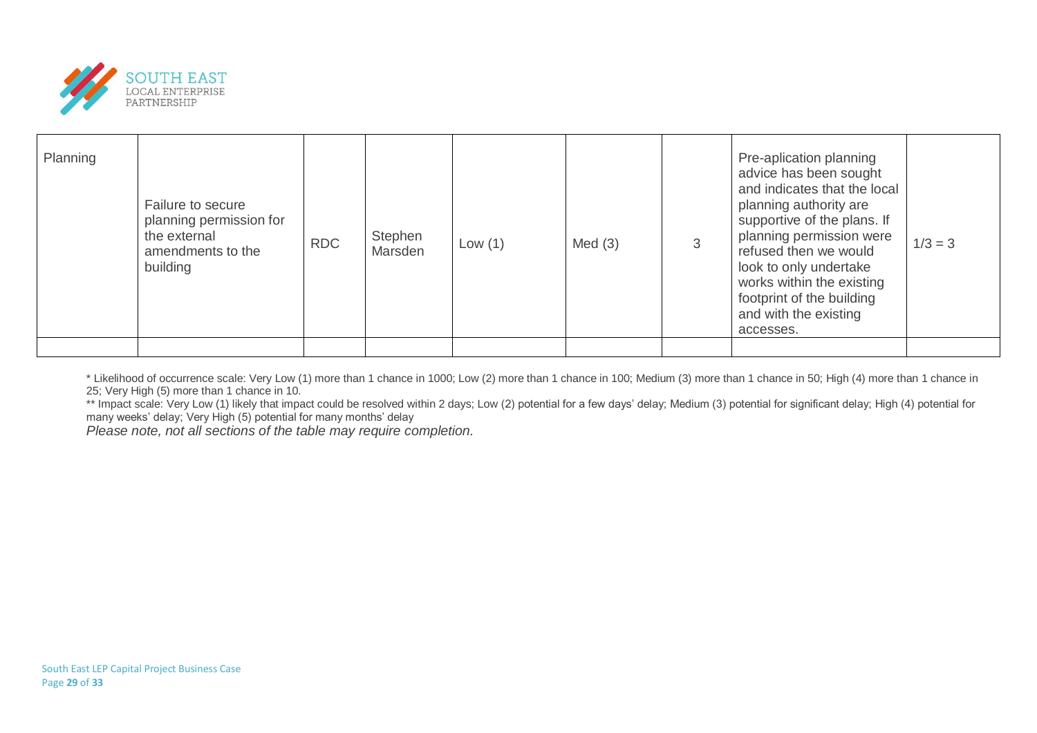| Planning | Failure to secure planning permission for the external amendments to the building | RDC | Stephen Marsden | Low (1) | Med (3) | 3 | Pre-aplication planning advice has been sought and indicates that the local planning authority are supportive of the plans. If planning permission were refused then we would look to only undertake works within the existing footprint of the building and with the existing accesses. | 1/3 = 3 |
|---|---|---|---|---|---|---|---|---|
| | | | | | | | | |

* Likelihood of occurrence scale: Very Low (1) more than 1 chance in 1000; Low (2) more than 1 chance in 100; Medium (3) more than 1 chance in 50; High (4) more than 1 chance in 25; Very High (5) more than 1 chance in 10.

** Impact scale: Very Low (1) likely that impact could be resolved within 2 days; Low (2) potential for a few days' delay; Medium (3) potential for significant delay; High (4) potential for many weeks' delay; Very High (5) potential for many months' delay

*Please note, not all sections of the table may require completion.*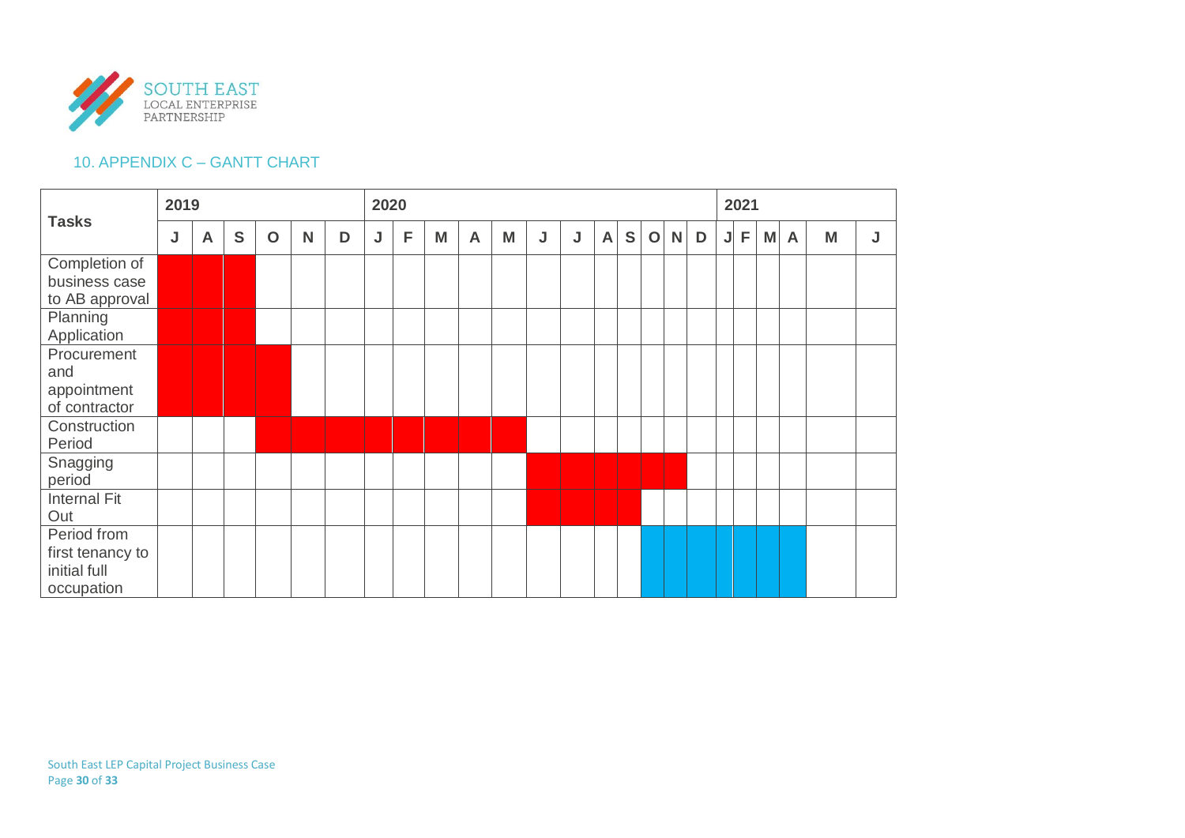## 10. APPENDIX C – GANTT CHART

| Tasks | 2019 | | | | | | 2020 | | | | | | | | | | | | 2021 | | | | | |
|---|---|---|---|---|---|---|---|---|---|---|---|---|---|---|---|---|---|---|---|---|---|---|---|---|
| | J | A | S | O | N | D | J | F | M | A | M | J | J | A | S | O | N | D | J | F | M | A | M | J |
| Completion of business case to AB approval | ■ | ■ | ■ | | | | | | | | | | | | | | | | | | | | | |
| Planning Application | ■ | ■ | ■ | | | | | | | | | | | | | | | | | | | | | |
| Procurement and appointment of contractor | ■ | ■ | ■ | ■ | | | | | | | | | | | | | | | | | | | | |
| Construction Period | | | | ■ | ■ | ■ | ■ | ■ | ■ | ■ | ■ | | | | | | | | | | | | | |
| Snagging period | | | | | | | | | | | | ■ | ■ | ■ | ■ | ■ | ■ | | | | | | | |
| Internal Fit Out | | | | | | | | | | | | ■ | ■ | ■ | ■ | | | | | | | | | |
| Period from first tenancy to initial full occupation | | | | | | | | | | | | | | | | ■ | ■ | ■ | ■ | ■ | ■ | ■ | | |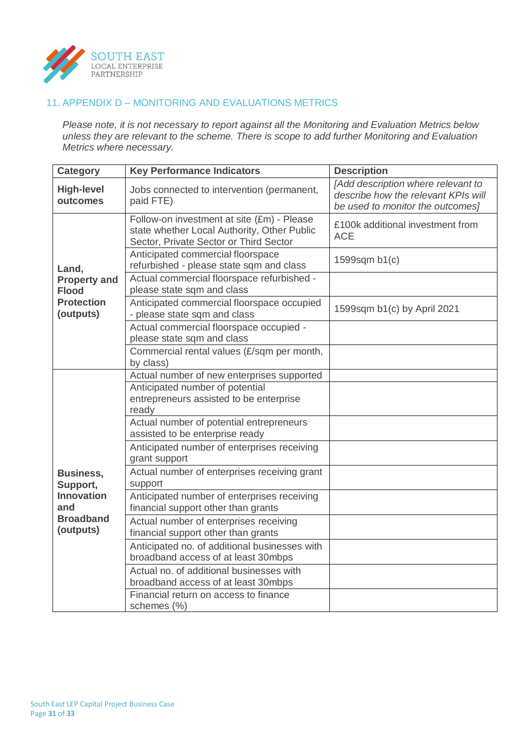## 11. APPENDIX D – MONITORING AND EVALUATIONS METRICS

*Please note, it is not necessary to report against all the Monitoring and Evaluation Metrics below unless they are relevant to the scheme. There is scope to add further Monitoring and Evaluation Metrics where necessary.*

| Category | Key Performance Indicators | Description |
|---|---|---|
| **High-level outcomes** | Jobs connected to intervention (permanent, paid FTE) | *[Add description where relevant to describe how the relevant KPIs will be used to monitor the outcomes]* |
| **Land, Property and Flood Protection (outputs)** | Follow-on investment at site (£m) - Please state whether Local Authority, Other Public Sector, Private Sector or Third Sector | £100k additional investment from ACE |
| | Anticipated commercial floorspace refurbished - please state sqm and class | 1599sqm b1(c) |
| | Actual commercial floorspace refurbished - please state sqm and class | |
| | Anticipated commercial floorspace occupied - please state sqm and class | 1599sqm b1(c) by April 2021 |
| | Actual commercial floorspace occupied - please state sqm and class | |
| | Commercial rental values (£/sqm per month, by class) | |
| **Business, Support, Innovation and Broadband (outputs)** | Actual number of new enterprises supported | |
| | Anticipated number of potential entrepreneurs assisted to be enterprise ready | |
| | Actual number of potential entrepreneurs assisted to be enterprise ready | |
| | Anticipated number of enterprises receiving grant support | |
| | Actual number of enterprises receiving grant support | |
| | Anticipated number of enterprises receiving financial support other than grants | |
| | Actual number of enterprises receiving financial support other than grants | |
| | Anticipated no. of additional businesses with broadband access of at least 30mbps | |
| | Actual no. of additional businesses with broadband access of at least 30mbps | |
| | Financial return on access to finance schemes (%) | |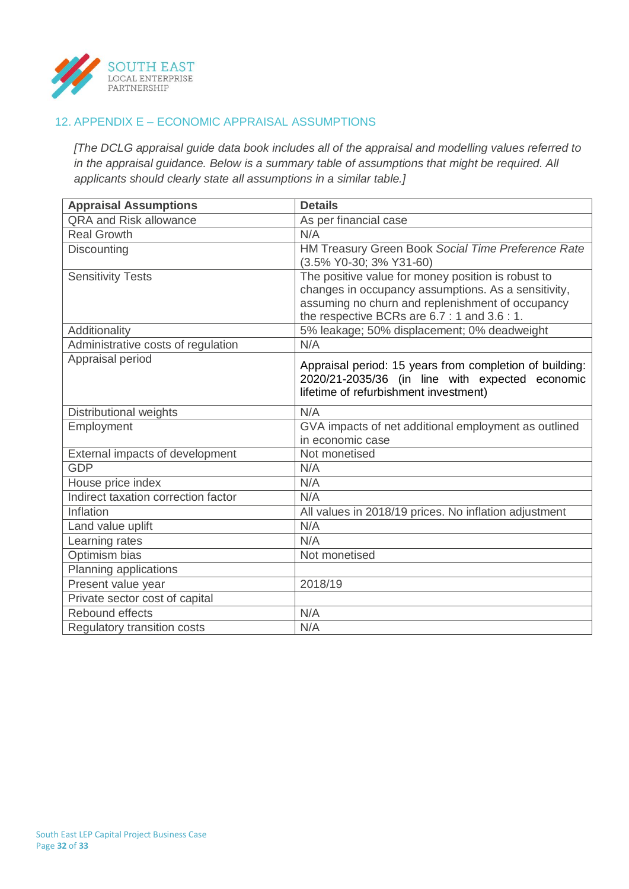## 12. APPENDIX E – ECONOMIC APPRAISAL ASSUMPTIONS

*[The DCLG appraisal guide data book includes all of the appraisal and modelling values referred to in the appraisal guidance. Below is a summary table of assumptions that might be required. All applicants should clearly state all assumptions in a similar table.]*

| **Appraisal Assumptions** | **Details** |
| --- | --- |
| QRA and Risk allowance | As per financial case |
| Real Growth | N/A |
| Discounting | HM Treasury Green Book *Social Time Preference Rate* (3.5% Y0-30; 3% Y31-60) |
| Sensitivity Tests | The positive value for money position is robust to changes in occupancy assumptions. As a sensitivity, assuming no churn and replenishment of occupancy the respective BCRs are 6.7 : 1 and 3.6 : 1. |
| Additionality | 5% leakage; 50% displacement; 0% deadweight |
| Administrative costs of regulation | N/A |
| Appraisal period | Appraisal period: 15 years from completion of building: 2020/21-2035/36 (in line with expected economic lifetime of refurbishment investment) |
| Distributional weights | N/A |
| Employment | GVA impacts of net additional employment as outlined in economic case |
| External impacts of development | Not monetised |
| GDP | N/A |
| House price index | N/A |
| Indirect taxation correction factor | N/A |
| Inflation | All values in 2018/19 prices. No inflation adjustment |
| Land value uplift | N/A |
| Learning rates | N/A |
| Optimism bias | Not monetised |
| Planning applications | |
| Present value year | 2018/19 |
| Private sector cost of capital | |
| Rebound effects | N/A |
| Regulatory transition costs | N/A |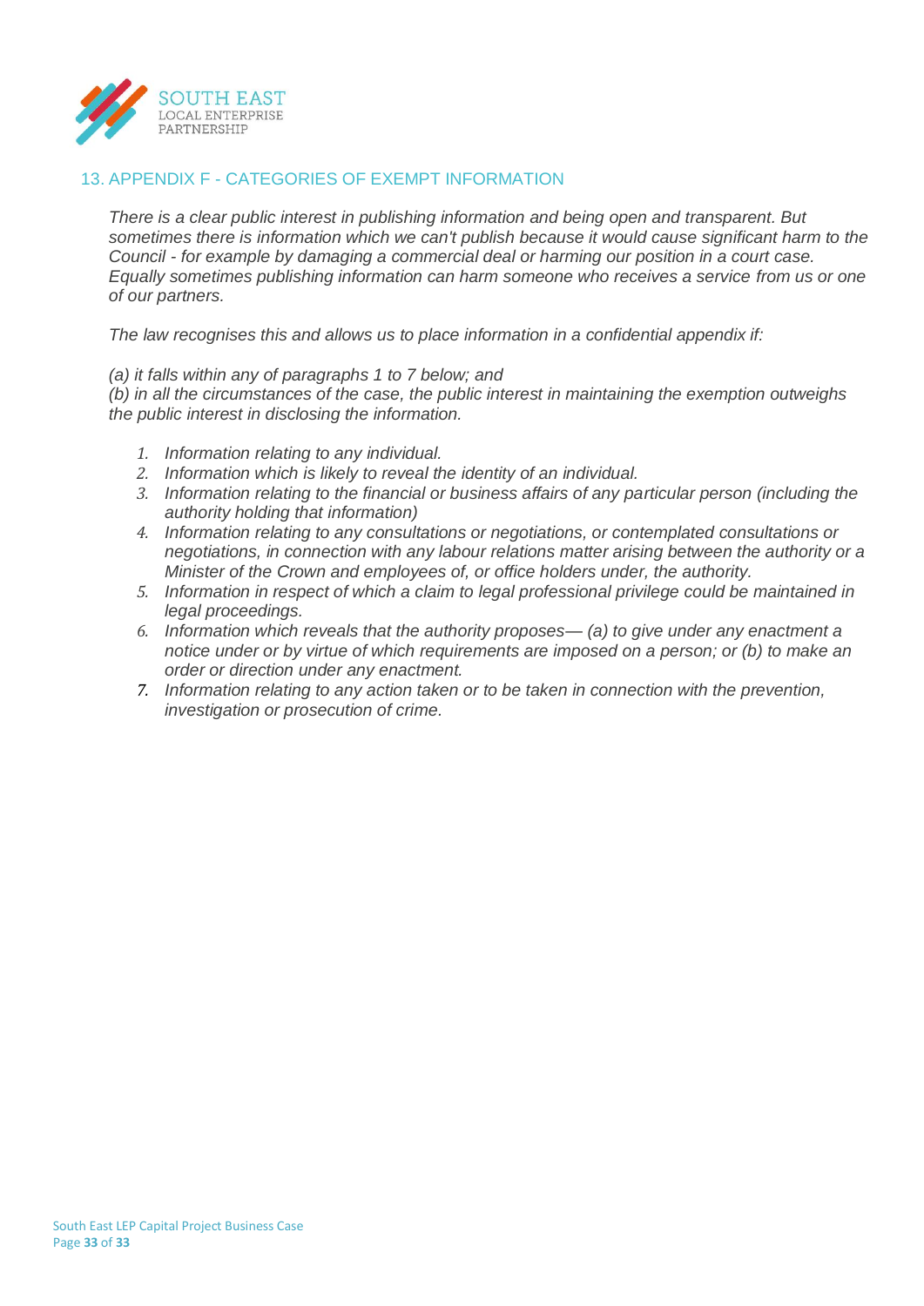## 13. APPENDIX F - CATEGORIES OF EXEMPT INFORMATION

*There is a clear public interest in publishing information and being open and transparent. But sometimes there is information which we can't publish because it would cause significant harm to the Council - for example by damaging a commercial deal or harming our position in a court case. Equally sometimes publishing information can harm someone who receives a service from us or one of our partners.*

*The law recognises this and allows us to place information in a confidential appendix if:*

*(a) it falls within any of paragraphs 1 to 7 below; and*
*(b) in all the circumstances of the case, the public interest in maintaining the exemption outweighs the public interest in disclosing the information.*

1. *Information relating to any individual.*
2. *Information which is likely to reveal the identity of an individual.*
3. *Information relating to the financial or business affairs of any particular person (including the authority holding that information)*
4. *Information relating to any consultations or negotiations, or contemplated consultations or negotiations, in connection with any labour relations matter arising between the authority or a Minister of the Crown and employees of, or office holders under, the authority.*
5. *Information in respect of which a claim to legal professional privilege could be maintained in legal proceedings.*
6. *Information which reveals that the authority proposes— (a) to give under any enactment a notice under or by virtue of which requirements are imposed on a person; or (b) to make an order or direction under any enactment.*
7. *Information relating to any action taken or to be taken in connection with the prevention, investigation or prosecution of crime.*